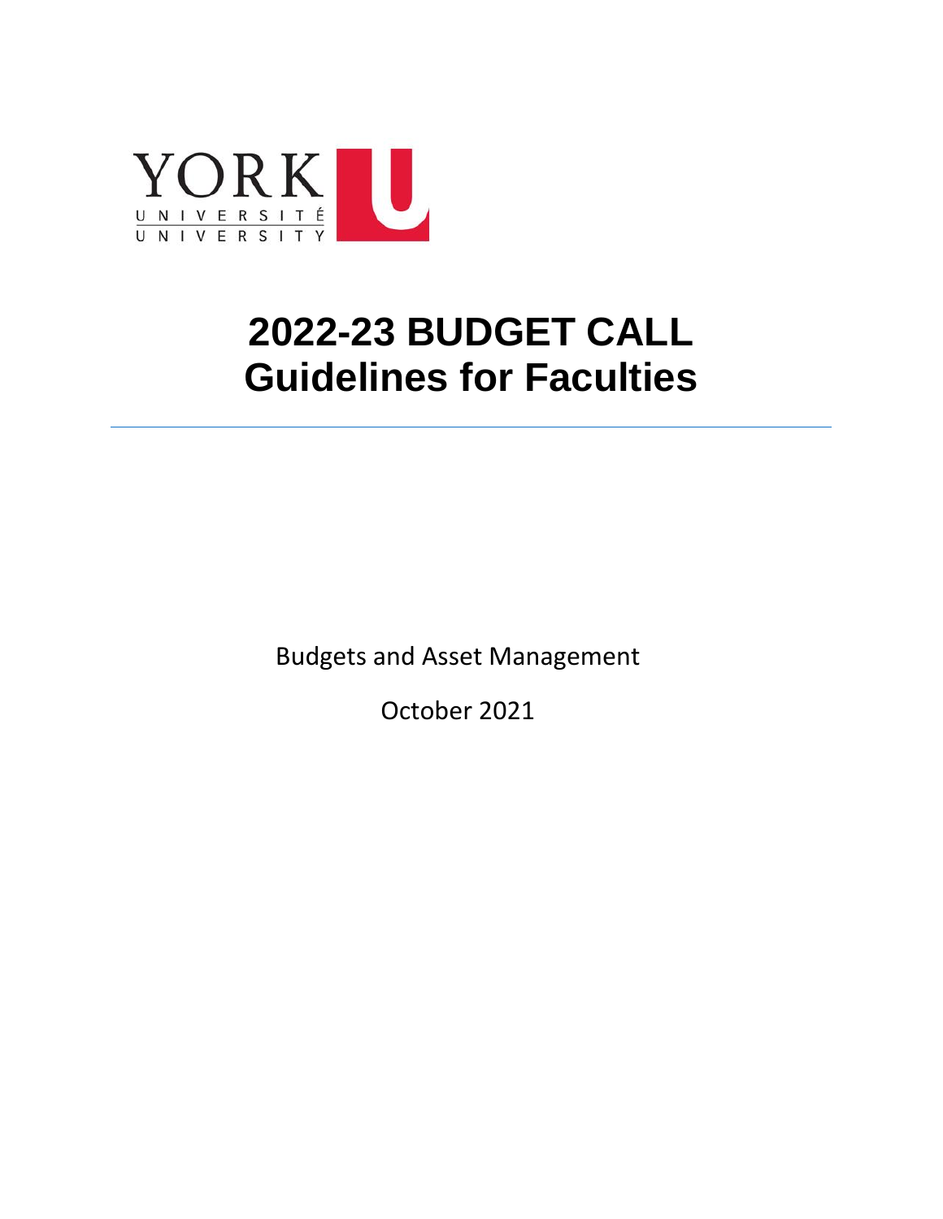YORK UNIVERSITÉ UNIVERSITY

# 2022-23 BUDGET CALL
# Guidelines for Faculties

---

Budgets and Asset Management

October 2021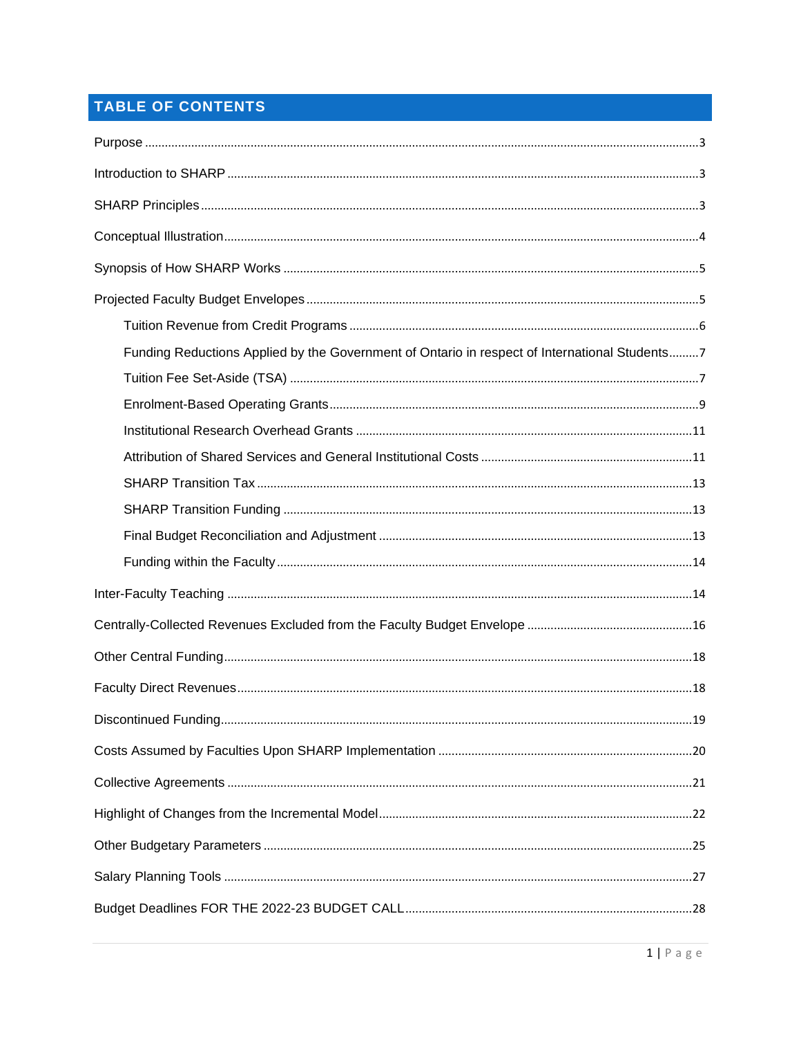## TABLE OF CONTENTS

- Purpose ....... 3
- Introduction to SHARP ....... 3
- SHARP Principles ....... 3
- Conceptual Illustration ....... 4
- Synopsis of How SHARP Works ....... 5
- Projected Faculty Budget Envelopes ....... 5
  - Tuition Revenue from Credit Programs ....... 6
  - Funding Reductions Applied by the Government of Ontario in respect of International Students ....... 7
  - Tuition Fee Set-Aside (TSA) ....... 7
  - Enrolment-Based Operating Grants ....... 9
  - Institutional Research Overhead Grants ....... 11
  - Attribution of Shared Services and General Institutional Costs ....... 11
  - SHARP Transition Tax ....... 13
  - SHARP Transition Funding ....... 13
  - Final Budget Reconciliation and Adjustment ....... 13
  - Funding within the Faculty ....... 14
- Inter-Faculty Teaching ....... 14
- Centrally-Collected Revenues Excluded from the Faculty Budget Envelope ....... 16
- Other Central Funding ....... 18
- Faculty Direct Revenues ....... 18
- Discontinued Funding ....... 19
- Costs Assumed by Faculties Upon SHARP Implementation ....... 20
- Collective Agreements ....... 21
- Highlight of Changes from the Incremental Model ....... 22
- Other Budgetary Parameters ....... 25
- Salary Planning Tools ....... 27
- Budget Deadlines FOR THE 2022-23 BUDGET CALL ....... 28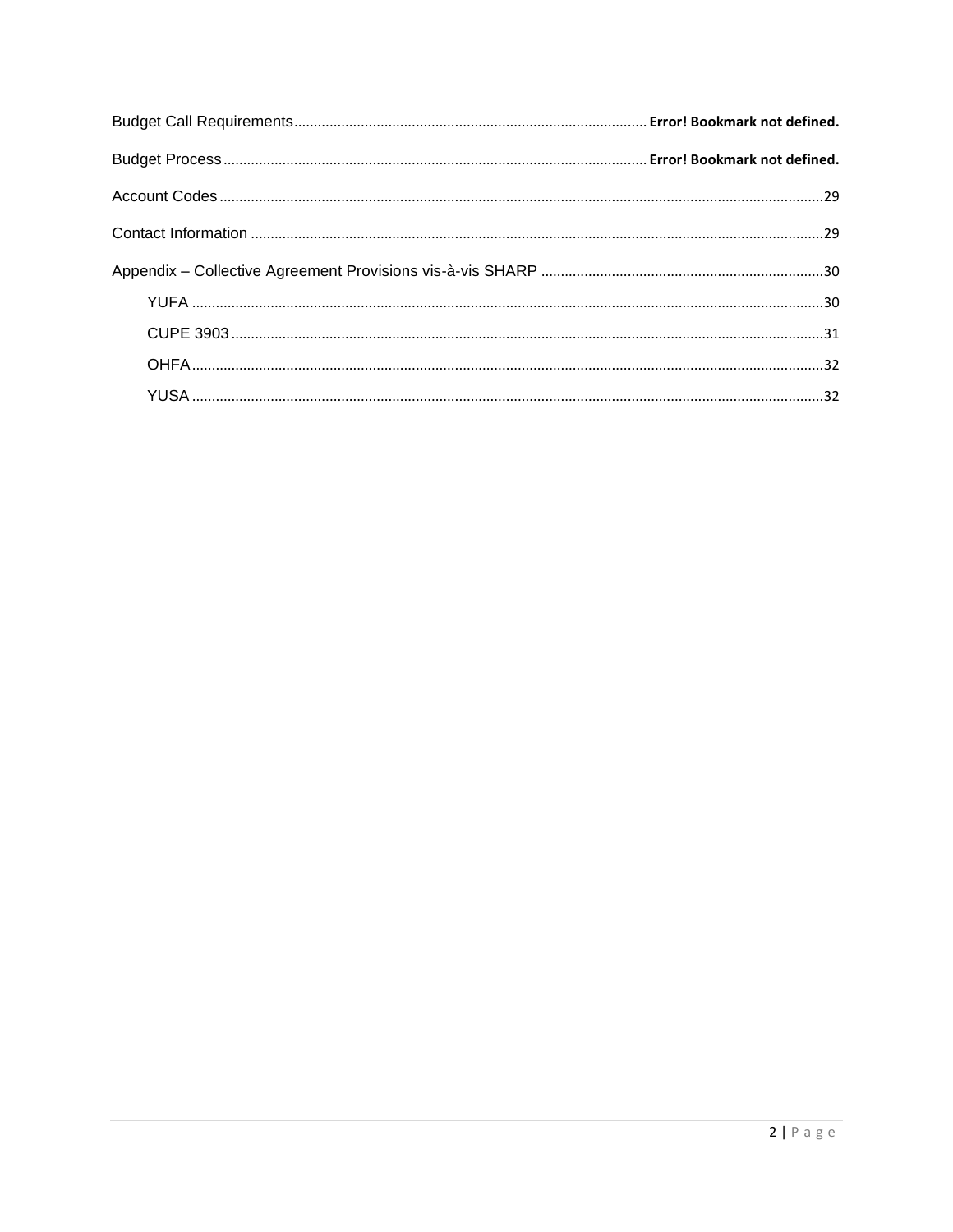Budget Call Requirements ........................................................................................ Error! Bookmark not defined.

Budget Process ........................................................................................ Error! Bookmark not defined.

Account Codes ........................................................................................................................ 29

Contact Information ........................................................................................................................ 29

Appendix – Collective Agreement Provisions vis-à-vis SHARP ........................................................ 30

- YUFA ........................................................................................................................ 30
- CUPE 3903 ........................................................................................................................ 31
- OHFA ........................................................................................................................ 32
- YUSA ........................................................................................................................ 32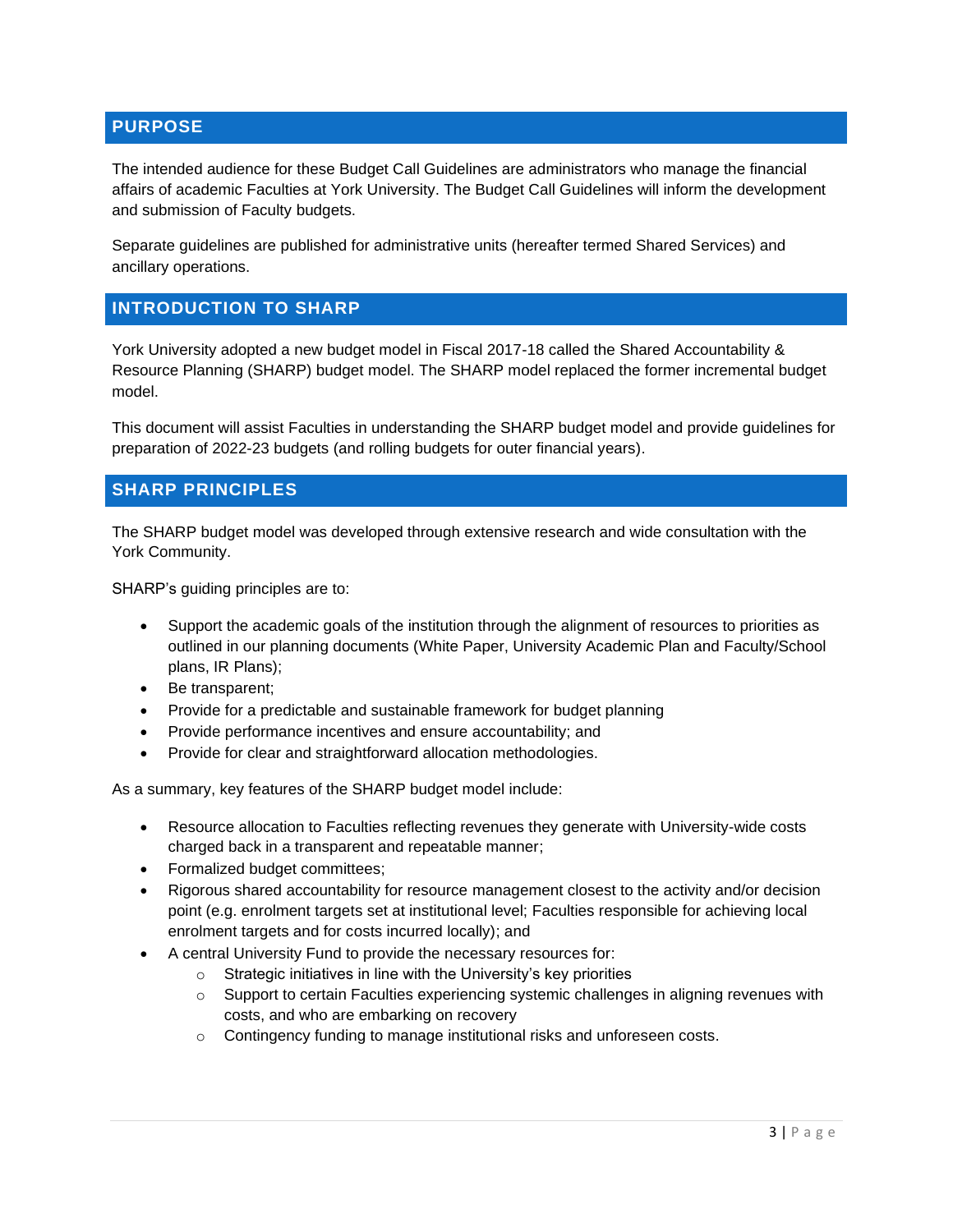## PURPOSE

The intended audience for these Budget Call Guidelines are administrators who manage the financial affairs of academic Faculties at York University. The Budget Call Guidelines will inform the development and submission of Faculty budgets.

Separate guidelines are published for administrative units (hereafter termed Shared Services) and ancillary operations.

## INTRODUCTION TO SHARP

York University adopted a new budget model in Fiscal 2017-18 called the Shared Accountability & Resource Planning (SHARP) budget model. The SHARP model replaced the former incremental budget model.

This document will assist Faculties in understanding the SHARP budget model and provide guidelines for preparation of 2022-23 budgets (and rolling budgets for outer financial years).

## SHARP PRINCIPLES

The SHARP budget model was developed through extensive research and wide consultation with the York Community.

SHARP's guiding principles are to:

- Support the academic goals of the institution through the alignment of resources to priorities as outlined in our planning documents (White Paper, University Academic Plan and Faculty/School plans, IR Plans);
- Be transparent;
- Provide for a predictable and sustainable framework for budget planning
- Provide performance incentives and ensure accountability; and
- Provide for clear and straightforward allocation methodologies.

As a summary, key features of the SHARP budget model include:

- Resource allocation to Faculties reflecting revenues they generate with University-wide costs charged back in a transparent and repeatable manner;
- Formalized budget committees;
- Rigorous shared accountability for resource management closest to the activity and/or decision point (e.g. enrolment targets set at institutional level; Faculties responsible for achieving local enrolment targets and for costs incurred locally); and
- A central University Fund to provide the necessary resources for:
    - Strategic initiatives in line with the University's key priorities
    - Support to certain Faculties experiencing systemic challenges in aligning revenues with costs, and who are embarking on recovery
    - Contingency funding to manage institutional risks and unforeseen costs.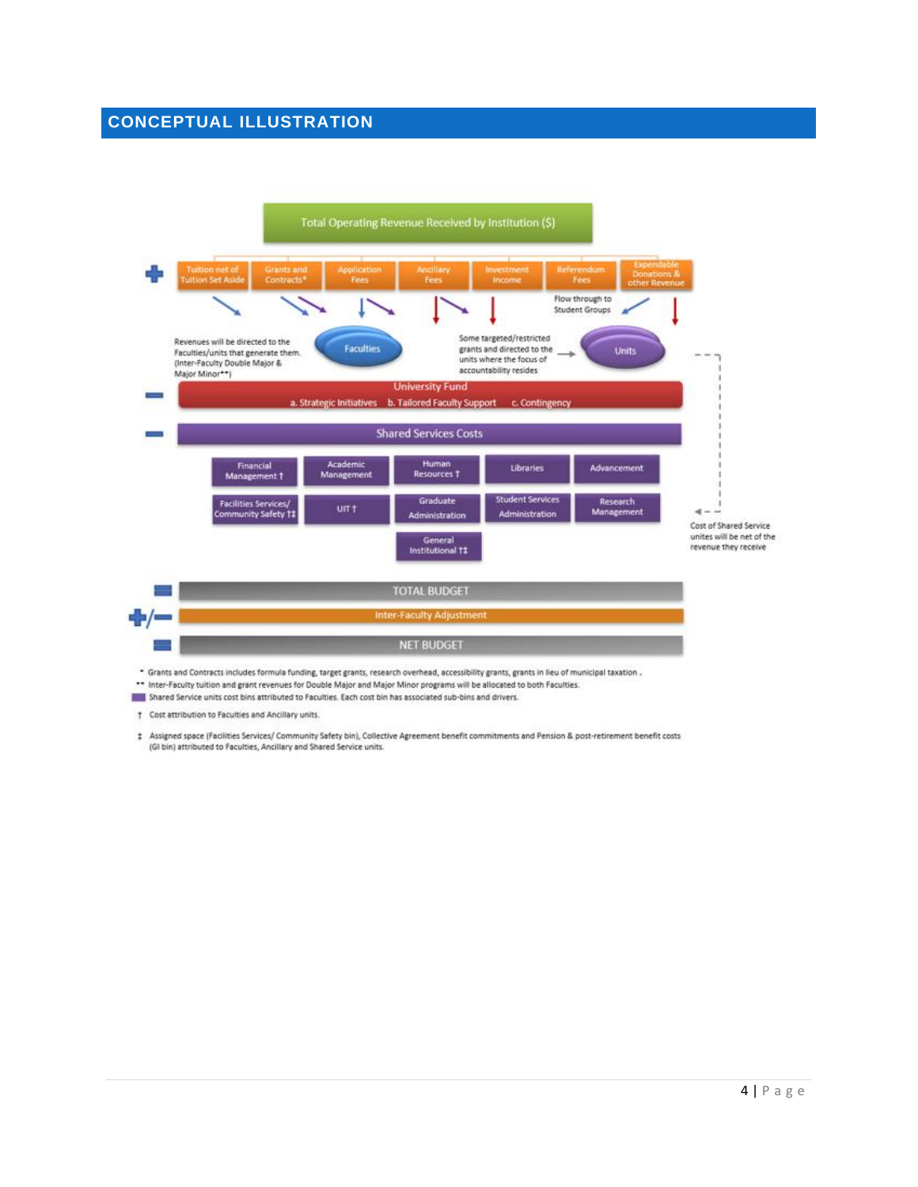## CONCEPTUAL ILLUSTRATION

Total Operating Revenue Received by Institution ($)

+ Tuition net of Tuition Set Aside | Grants and Contracts* | Application Fees | Ancillary Fees | Investment Income | Referendum Fees | Expendable Donations & other Revenue

Flow through to Student Groups

Revenues will be directed to the Faculties/units that generate them. (Inter-Faculty Double Major & Major Minor**)

Faculties

Some targeted/restricted grants and directed to the units where the focus of accountability resides

Units

− University Fund: a. Strategic Initiatives b. Tailored Faculty Support c. Contingency

− Shared Services Costs

- Financial Management †
- Academic Management
- Human Resources †
- Libraries
- Advancement
- Facilities Services/ Community Safety †‡
- UIT †
- Graduate Administration
- Student Services Administration
- Research Management
- General Institutional †‡

Cost of Shared Service unites will be net of the revenue they receive

= TOTAL BUDGET

+/− Inter-Faculty Adjustment

= NET BUDGET

* Grants and Contracts includes formula funding, target grants, research overhead, accessibility grants, grants in lieu of municipal taxation .

** Inter-Faculty tuition and grant revenues for Double Major and Major Minor programs will be allocated to both Faculties.

Shared Service units cost bins attributed to Faculties. Each cost bin has associated sub-bins and drivers.

† Cost attribution to Faculties and Ancillary units.

‡ Assigned space (Facilities Services/ Community Safety bin), Collective Agreement benefit commitments and Pension & post-retirement benefit costs (GI bin) attributed to Faculties, Ancillary and Shared Service units.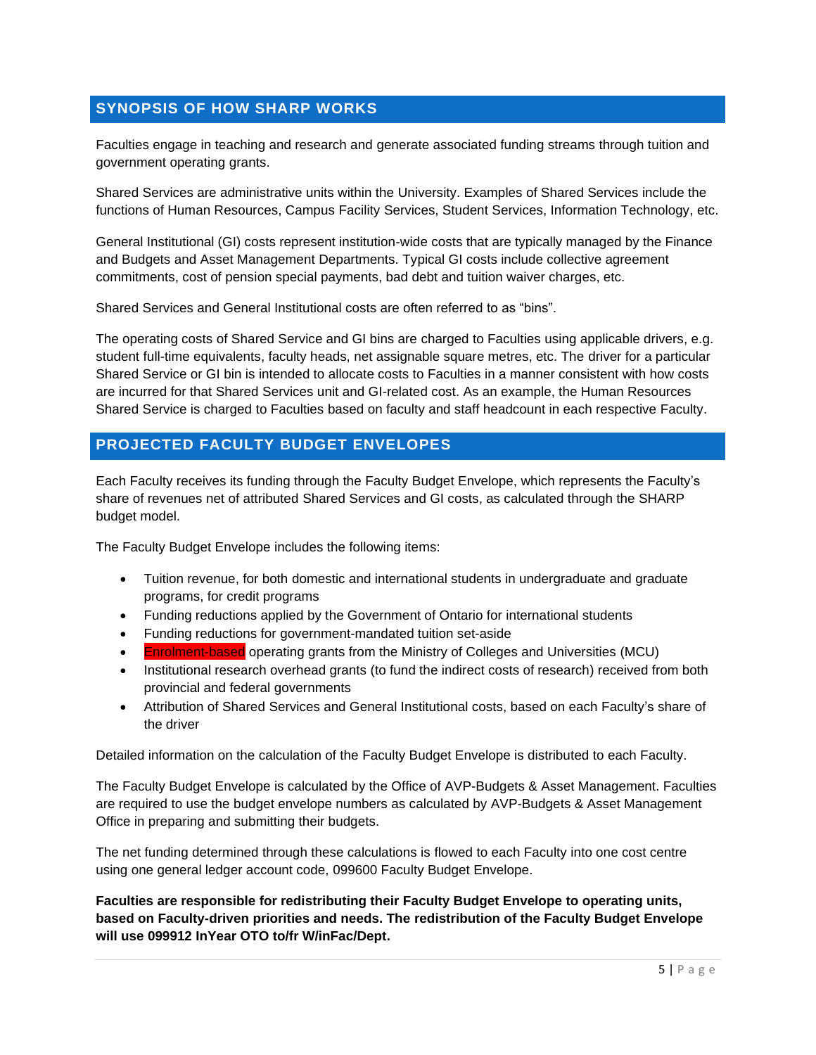## SYNOPSIS OF HOW SHARP WORKS

Faculties engage in teaching and research and generate associated funding streams through tuition and government operating grants.

Shared Services are administrative units within the University. Examples of Shared Services include the functions of Human Resources, Campus Facility Services, Student Services, Information Technology, etc.

General Institutional (GI) costs represent institution-wide costs that are typically managed by the Finance and Budgets and Asset Management Departments. Typical GI costs include collective agreement commitments, cost of pension special payments, bad debt and tuition waiver charges, etc.

Shared Services and General Institutional costs are often referred to as "bins".

The operating costs of Shared Service and GI bins are charged to Faculties using applicable drivers, e.g. student full-time equivalents, faculty heads, net assignable square metres, etc. The driver for a particular Shared Service or GI bin is intended to allocate costs to Faculties in a manner consistent with how costs are incurred for that Shared Services unit and GI-related cost. As an example, the Human Resources Shared Service is charged to Faculties based on faculty and staff headcount in each respective Faculty.

## PROJECTED FACULTY BUDGET ENVELOPES

Each Faculty receives its funding through the Faculty Budget Envelope, which represents the Faculty's share of revenues net of attributed Shared Services and GI costs, as calculated through the SHARP budget model.

The Faculty Budget Envelope includes the following items:

- Tuition revenue, for both domestic and international students in undergraduate and graduate programs, for credit programs
- Funding reductions applied by the Government of Ontario for international students
- Funding reductions for government-mandated tuition set-aside
- Enrolment-based operating grants from the Ministry of Colleges and Universities (MCU)
- Institutional research overhead grants (to fund the indirect costs of research) received from both provincial and federal governments
- Attribution of Shared Services and General Institutional costs, based on each Faculty's share of the driver

Detailed information on the calculation of the Faculty Budget Envelope is distributed to each Faculty.

The Faculty Budget Envelope is calculated by the Office of AVP-Budgets & Asset Management. Faculties are required to use the budget envelope numbers as calculated by AVP-Budgets & Asset Management Office in preparing and submitting their budgets.

The net funding determined through these calculations is flowed to each Faculty into one cost centre using one general ledger account code, 099600 Faculty Budget Envelope.

**Faculties are responsible for redistributing their Faculty Budget Envelope to operating units, based on Faculty-driven priorities and needs. The redistribution of the Faculty Budget Envelope will use 099912 InYear OTO to/fr W/inFac/Dept.**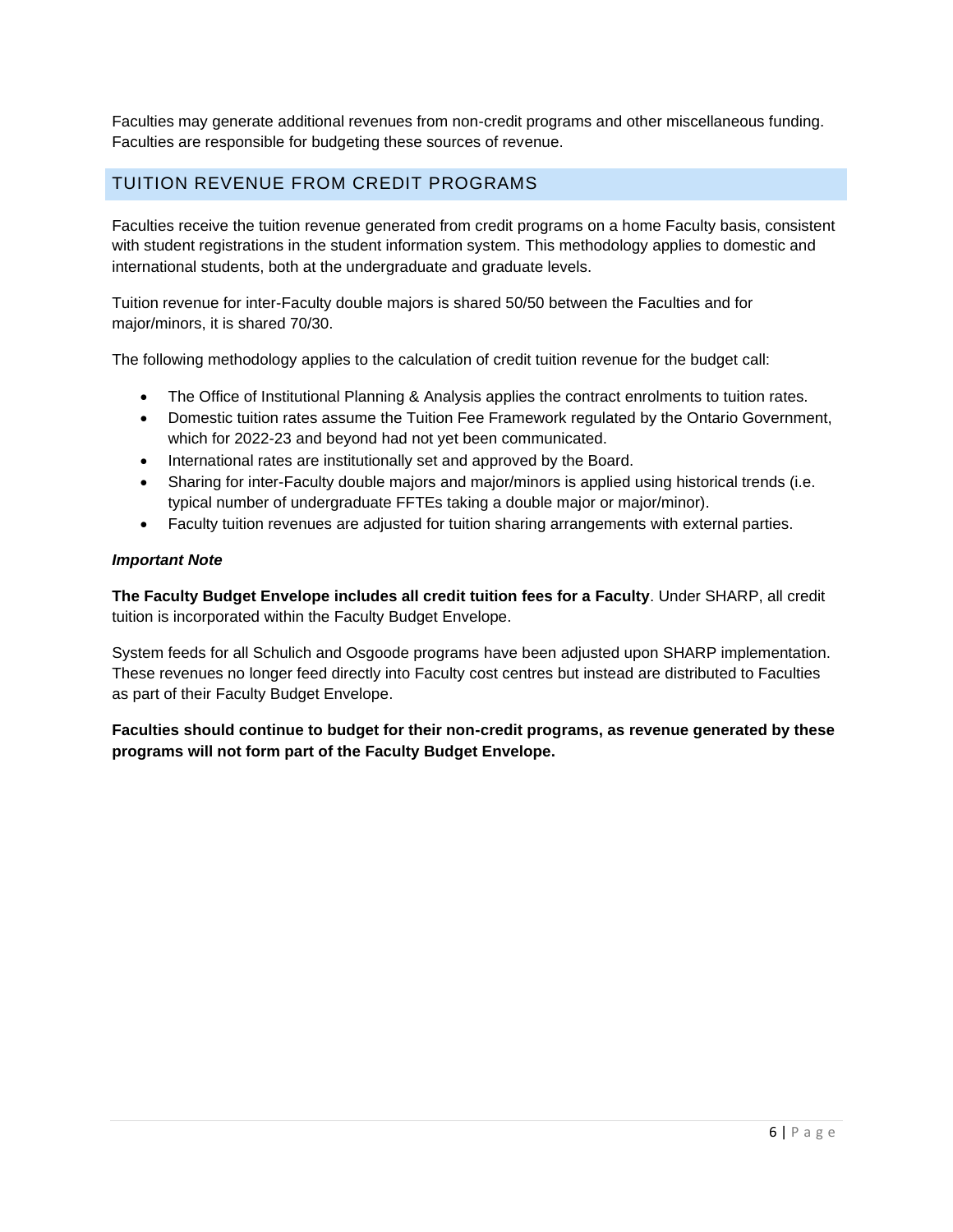Faculties may generate additional revenues from non-credit programs and other miscellaneous funding. Faculties are responsible for budgeting these sources of revenue.

## TUITION REVENUE FROM CREDIT PROGRAMS

Faculties receive the tuition revenue generated from credit programs on a home Faculty basis, consistent with student registrations in the student information system. This methodology applies to domestic and international students, both at the undergraduate and graduate levels.

Tuition revenue for inter-Faculty double majors is shared 50/50 between the Faculties and for major/minors, it is shared 70/30.

The following methodology applies to the calculation of credit tuition revenue for the budget call:

- The Office of Institutional Planning & Analysis applies the contract enrolments to tuition rates.
- Domestic tuition rates assume the Tuition Fee Framework regulated by the Ontario Government, which for 2022-23 and beyond had not yet been communicated.
- International rates are institutionally set and approved by the Board.
- Sharing for inter-Faculty double majors and major/minors is applied using historical trends (i.e. typical number of undergraduate FFTEs taking a double major or major/minor).
- Faculty tuition revenues are adjusted for tuition sharing arrangements with external parties.

***Important Note***

**The Faculty Budget Envelope includes all credit tuition fees for a Faculty**. Under SHARP, all credit tuition is incorporated within the Faculty Budget Envelope.

System feeds for all Schulich and Osgoode programs have been adjusted upon SHARP implementation. These revenues no longer feed directly into Faculty cost centres but instead are distributed to Faculties as part of their Faculty Budget Envelope.

**Faculties should continue to budget for their non-credit programs, as revenue generated by these programs will not form part of the Faculty Budget Envelope.**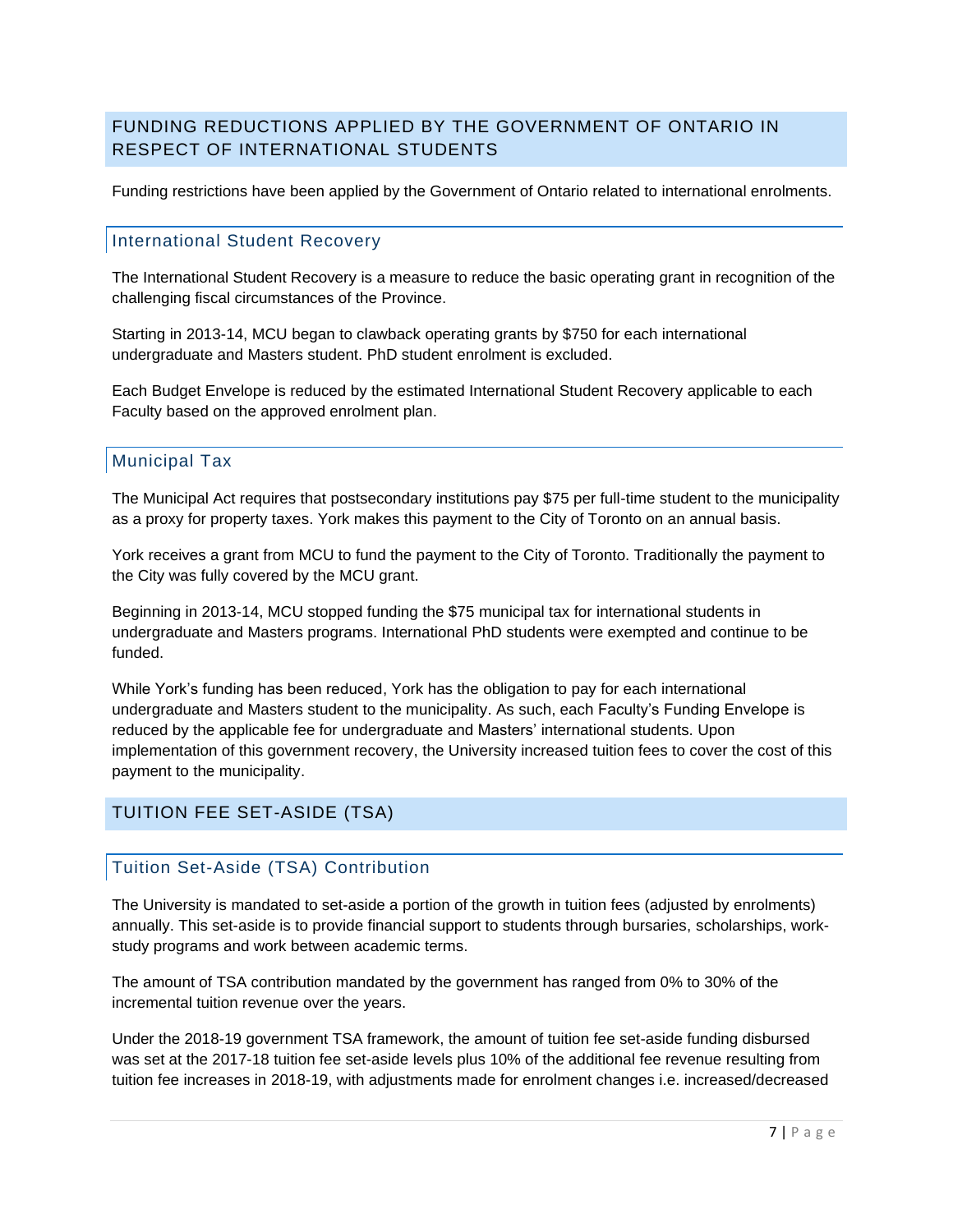## FUNDING REDUCTIONS APPLIED BY THE GOVERNMENT OF ONTARIO IN RESPECT OF INTERNATIONAL STUDENTS

Funding restrictions have been applied by the Government of Ontario related to international enrolments.

### International Student Recovery

The International Student Recovery is a measure to reduce the basic operating grant in recognition of the challenging fiscal circumstances of the Province.

Starting in 2013-14, MCU began to clawback operating grants by $750 for each international undergraduate and Masters student. PhD student enrolment is excluded.

Each Budget Envelope is reduced by the estimated International Student Recovery applicable to each Faculty based on the approved enrolment plan.

### Municipal Tax

The Municipal Act requires that postsecondary institutions pay $75 per full-time student to the municipality as a proxy for property taxes. York makes this payment to the City of Toronto on an annual basis.

York receives a grant from MCU to fund the payment to the City of Toronto. Traditionally the payment to the City was fully covered by the MCU grant.

Beginning in 2013-14, MCU stopped funding the $75 municipal tax for international students in undergraduate and Masters programs. International PhD students were exempted and continue to be funded.

While York's funding has been reduced, York has the obligation to pay for each international undergraduate and Masters student to the municipality. As such, each Faculty's Funding Envelope is reduced by the applicable fee for undergraduate and Masters' international students. Upon implementation of this government recovery, the University increased tuition fees to cover the cost of this payment to the municipality.

## TUITION FEE SET-ASIDE (TSA)

### Tuition Set-Aside (TSA) Contribution

The University is mandated to set-aside a portion of the growth in tuition fees (adjusted by enrolments) annually. This set-aside is to provide financial support to students through bursaries, scholarships, work-study programs and work between academic terms.

The amount of TSA contribution mandated by the government has ranged from 0% to 30% of the incremental tuition revenue over the years.

Under the 2018-19 government TSA framework, the amount of tuition fee set-aside funding disbursed was set at the 2017-18 tuition fee set-aside levels plus 10% of the additional fee revenue resulting from tuition fee increases in 2018-19, with adjustments made for enrolment changes i.e. increased/decreased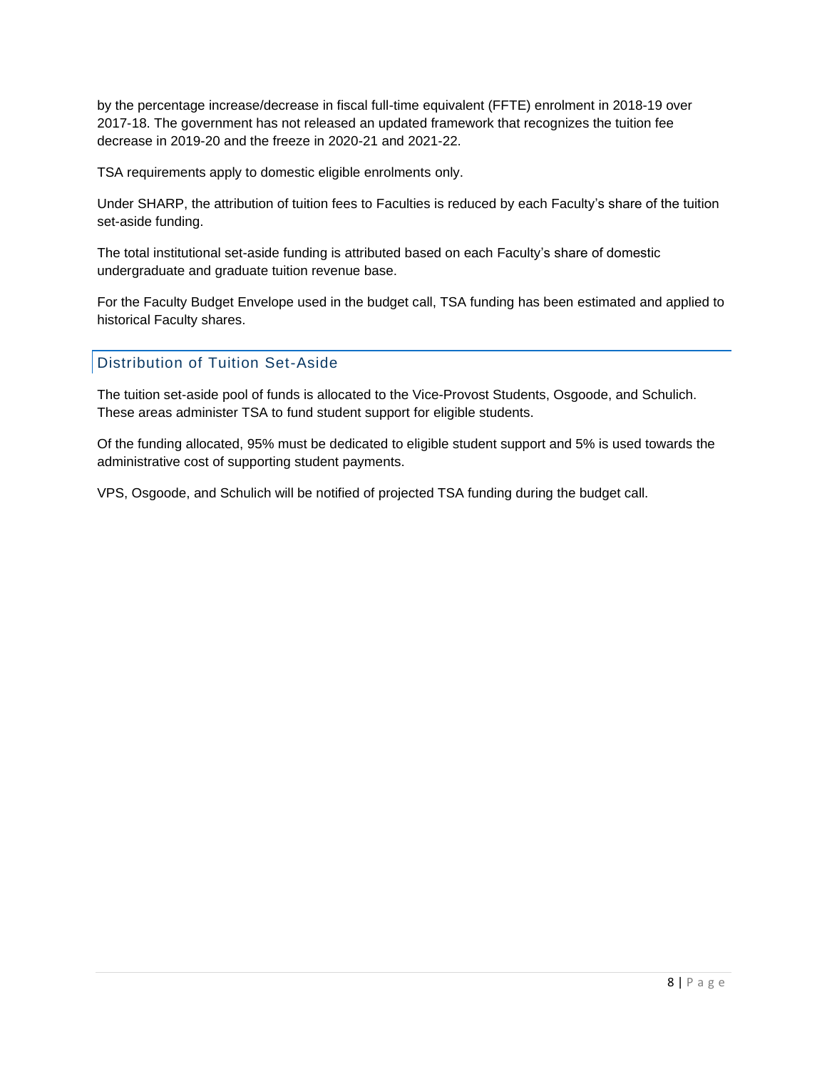by the percentage increase/decrease in fiscal full-time equivalent (FFTE) enrolment in 2018-19 over 2017-18. The government has not released an updated framework that recognizes the tuition fee decrease in 2019-20 and the freeze in 2020-21 and 2021-22.

TSA requirements apply to domestic eligible enrolments only.

Under SHARP, the attribution of tuition fees to Faculties is reduced by each Faculty's share of the tuition set-aside funding.

The total institutional set-aside funding is attributed based on each Faculty's share of domestic undergraduate and graduate tuition revenue base.

For the Faculty Budget Envelope used in the budget call, TSA funding has been estimated and applied to historical Faculty shares.

## Distribution of Tuition Set-Aside

The tuition set-aside pool of funds is allocated to the Vice-Provost Students, Osgoode, and Schulich. These areas administer TSA to fund student support for eligible students.

Of the funding allocated, 95% must be dedicated to eligible student support and 5% is used towards the administrative cost of supporting student payments.

VPS, Osgoode, and Schulich will be notified of projected TSA funding during the budget call.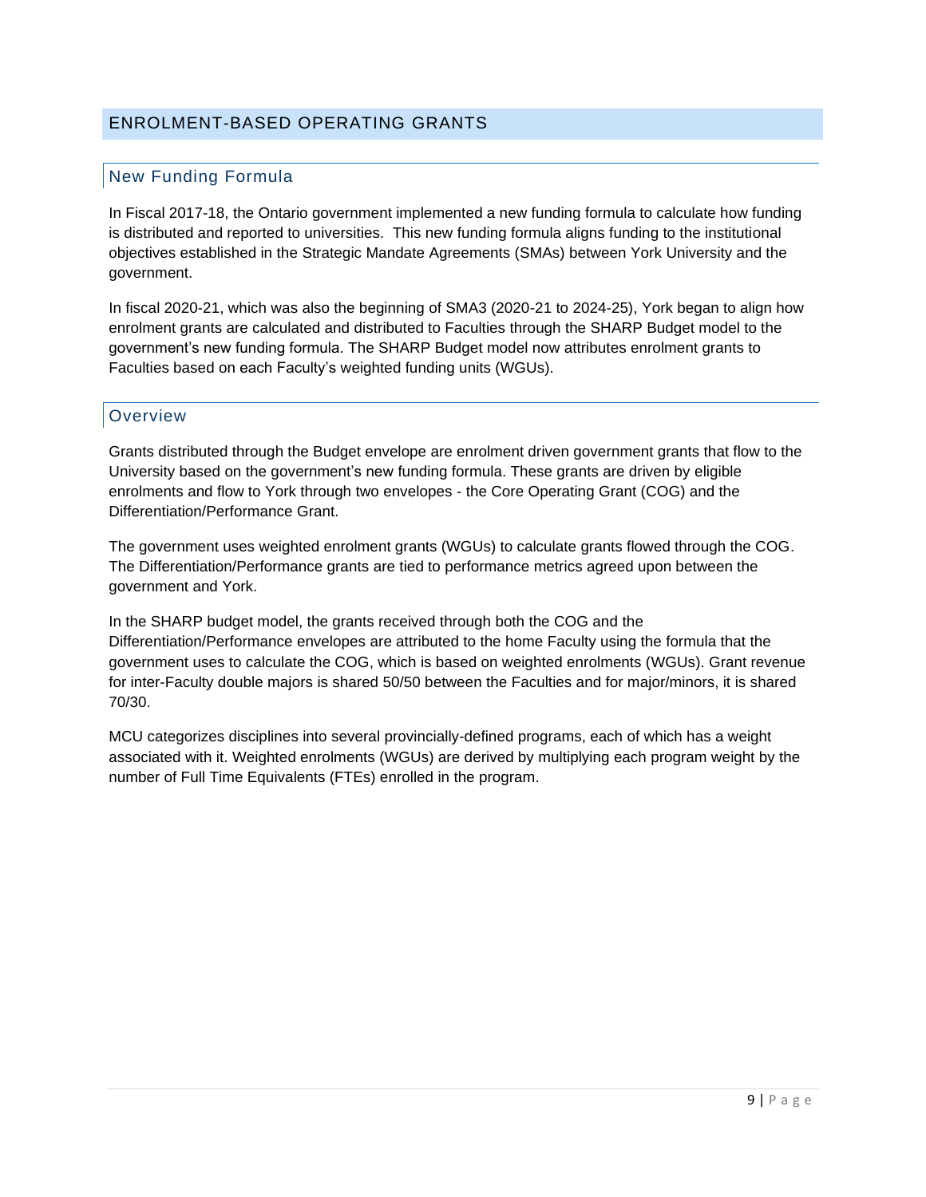## ENROLMENT-BASED OPERATING GRANTS

### New Funding Formula

In Fiscal 2017-18, the Ontario government implemented a new funding formula to calculate how funding is distributed and reported to universities. This new funding formula aligns funding to the institutional objectives established in the Strategic Mandate Agreements (SMAs) between York University and the government.

In fiscal 2020-21, which was also the beginning of SMA3 (2020-21 to 2024-25), York began to align how enrolment grants are calculated and distributed to Faculties through the SHARP Budget model to the government's new funding formula. The SHARP Budget model now attributes enrolment grants to Faculties based on each Faculty's weighted funding units (WGUs).

### Overview

Grants distributed through the Budget envelope are enrolment driven government grants that flow to the University based on the government's new funding formula. These grants are driven by eligible enrolments and flow to York through two envelopes - the Core Operating Grant (COG) and the Differentiation/Performance Grant.

The government uses weighted enrolment grants (WGUs) to calculate grants flowed through the COG. The Differentiation/Performance grants are tied to performance metrics agreed upon between the government and York.

In the SHARP budget model, the grants received through both the COG and the Differentiation/Performance envelopes are attributed to the home Faculty using the formula that the government uses to calculate the COG, which is based on weighted enrolments (WGUs). Grant revenue for inter-Faculty double majors is shared 50/50 between the Faculties and for major/minors, it is shared 70/30.

MCU categorizes disciplines into several provincially-defined programs, each of which has a weight associated with it. Weighted enrolments (WGUs) are derived by multiplying each program weight by the number of Full Time Equivalents (FTEs) enrolled in the program.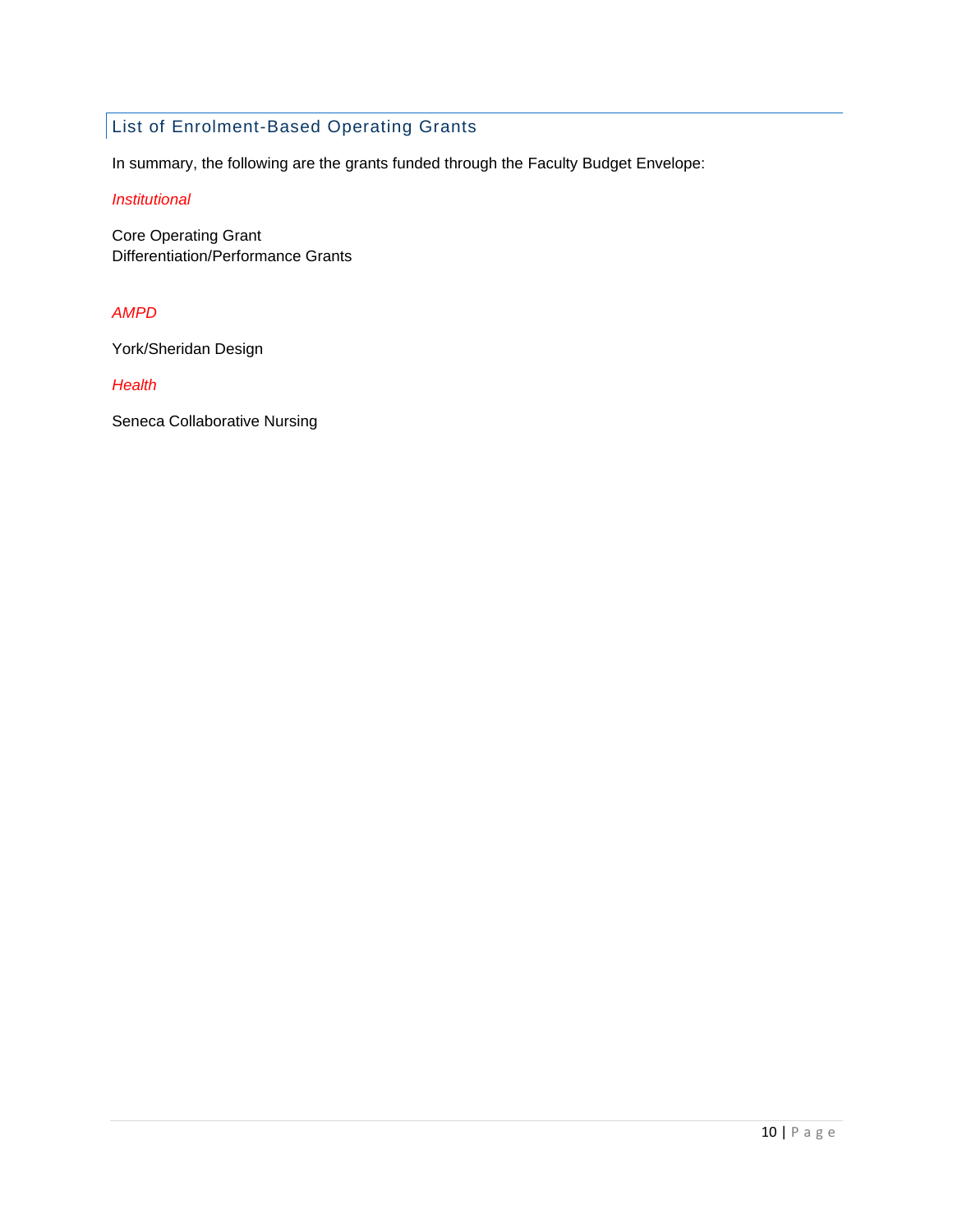## List of Enrolment-Based Operating Grants

In summary, the following are the grants funded through the Faculty Budget Envelope:

*Institutional*

Core Operating Grant
Differentiation/Performance Grants

*AMPD*

York/Sheridan Design

*Health*

Seneca Collaborative Nursing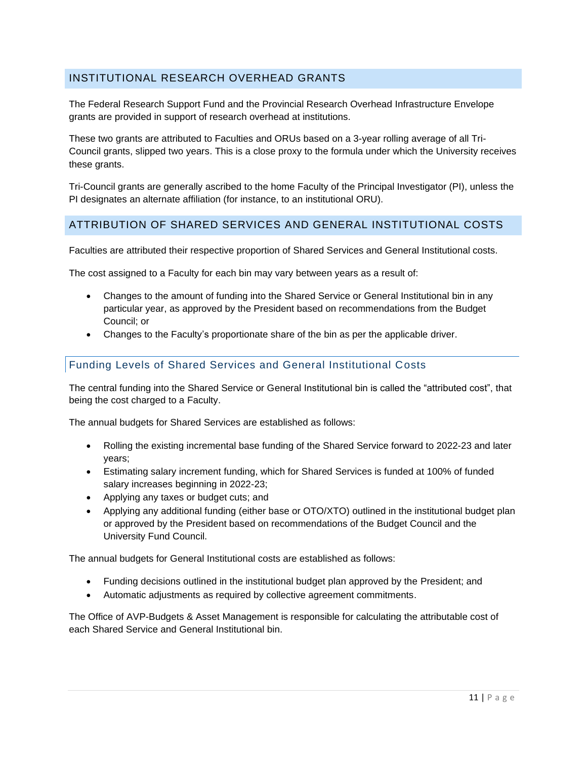## INSTITUTIONAL RESEARCH OVERHEAD GRANTS

The Federal Research Support Fund and the Provincial Research Overhead Infrastructure Envelope grants are provided in support of research overhead at institutions.

These two grants are attributed to Faculties and ORUs based on a 3-year rolling average of all Tri-Council grants, slipped two years. This is a close proxy to the formula under which the University receives these grants.

Tri-Council grants are generally ascribed to the home Faculty of the Principal Investigator (PI), unless the PI designates an alternate affiliation (for instance, to an institutional ORU).

## ATTRIBUTION OF SHARED SERVICES AND GENERAL INSTITUTIONAL COSTS

Faculties are attributed their respective proportion of Shared Services and General Institutional costs.

The cost assigned to a Faculty for each bin may vary between years as a result of:

- Changes to the amount of funding into the Shared Service or General Institutional bin in any particular year, as approved by the President based on recommendations from the Budget Council; or
- Changes to the Faculty's proportionate share of the bin as per the applicable driver.

### Funding Levels of Shared Services and General Institutional Costs

The central funding into the Shared Service or General Institutional bin is called the "attributed cost", that being the cost charged to a Faculty.

The annual budgets for Shared Services are established as follows:

- Rolling the existing incremental base funding of the Shared Service forward to 2022-23 and later years;
- Estimating salary increment funding, which for Shared Services is funded at 100% of funded salary increases beginning in 2022-23;
- Applying any taxes or budget cuts; and
- Applying any additional funding (either base or OTO/XTO) outlined in the institutional budget plan or approved by the President based on recommendations of the Budget Council and the University Fund Council.

The annual budgets for General Institutional costs are established as follows:

- Funding decisions outlined in the institutional budget plan approved by the President; and
- Automatic adjustments as required by collective agreement commitments.

The Office of AVP-Budgets & Asset Management is responsible for calculating the attributable cost of each Shared Service and General Institutional bin.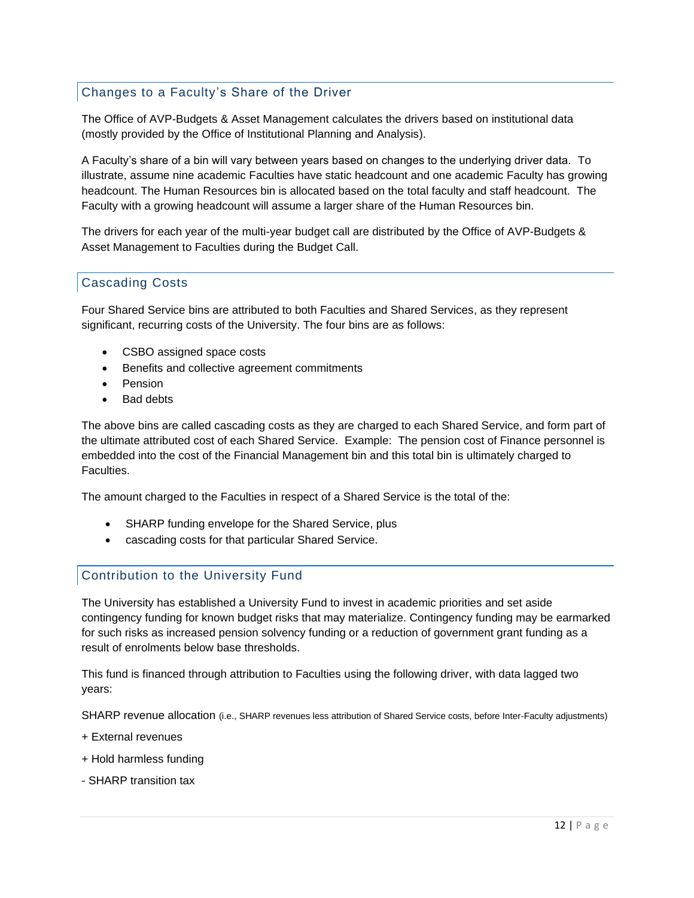## Changes to a Faculty's Share of the Driver

The Office of AVP-Budgets & Asset Management calculates the drivers based on institutional data (mostly provided by the Office of Institutional Planning and Analysis).

A Faculty's share of a bin will vary between years based on changes to the underlying driver data. To illustrate, assume nine academic Faculties have static headcount and one academic Faculty has growing headcount. The Human Resources bin is allocated based on the total faculty and staff headcount. The Faculty with a growing headcount will assume a larger share of the Human Resources bin.

The drivers for each year of the multi-year budget call are distributed by the Office of AVP-Budgets & Asset Management to Faculties during the Budget Call.

## Cascading Costs

Four Shared Service bins are attributed to both Faculties and Shared Services, as they represent significant, recurring costs of the University. The four bins are as follows:

- CSBO assigned space costs
- Benefits and collective agreement commitments
- Pension
- Bad debts

The above bins are called cascading costs as they are charged to each Shared Service, and form part of the ultimate attributed cost of each Shared Service. Example: The pension cost of Finance personnel is embedded into the cost of the Financial Management bin and this total bin is ultimately charged to Faculties.

The amount charged to the Faculties in respect of a Shared Service is the total of the:

- SHARP funding envelope for the Shared Service, plus
- cascading costs for that particular Shared Service.

## Contribution to the University Fund

The University has established a University Fund to invest in academic priorities and set aside contingency funding for known budget risks that may materialize. Contingency funding may be earmarked for such risks as increased pension solvency funding or a reduction of government grant funding as a result of enrolments below base thresholds.

This fund is financed through attribution to Faculties using the following driver, with data lagged two years:

SHARP revenue allocation (i.e., SHARP revenues less attribution of Shared Service costs, before Inter-Faculty adjustments)

+ External revenues

+ Hold harmless funding

- SHARP transition tax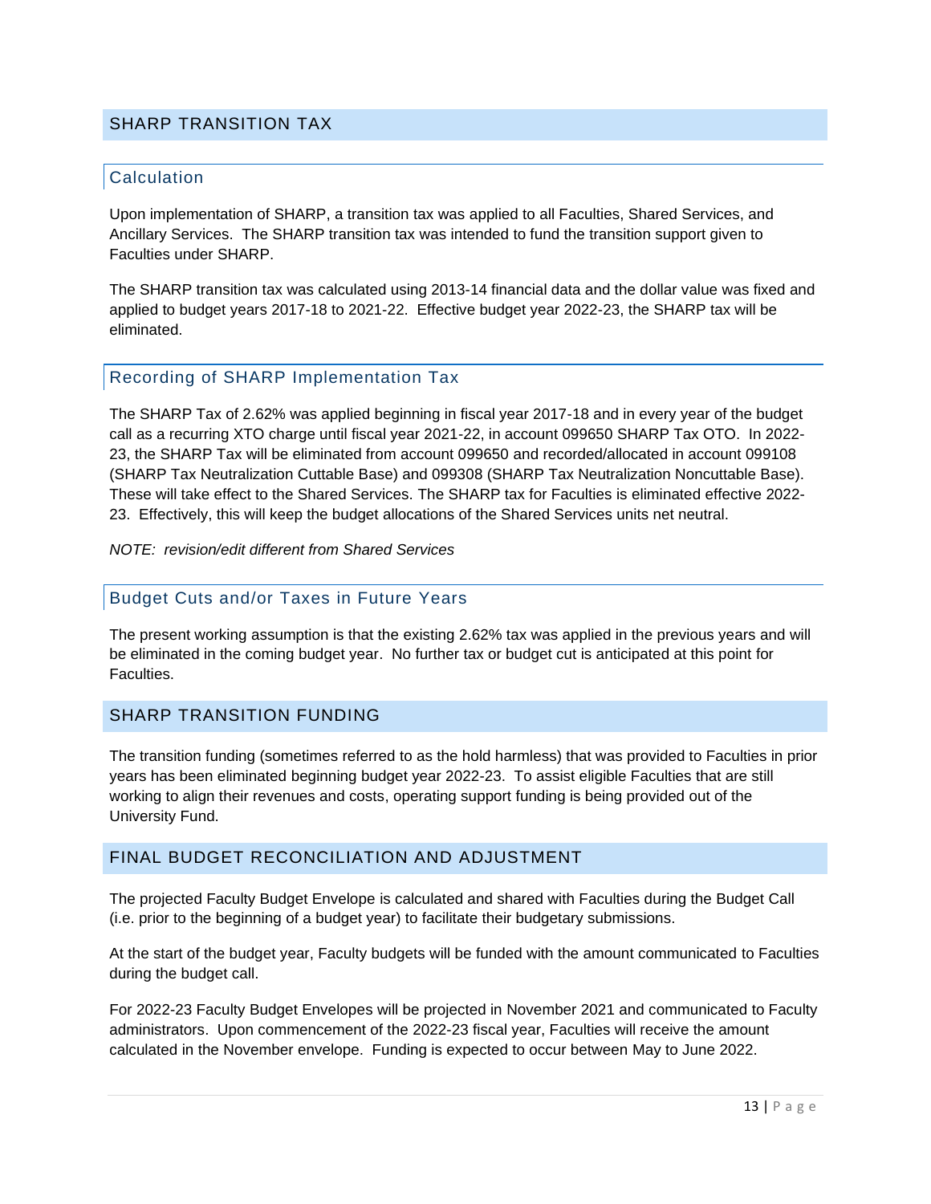## SHARP TRANSITION TAX

### Calculation

Upon implementation of SHARP, a transition tax was applied to all Faculties, Shared Services, and Ancillary Services. The SHARP transition tax was intended to fund the transition support given to Faculties under SHARP.

The SHARP transition tax was calculated using 2013-14 financial data and the dollar value was fixed and applied to budget years 2017-18 to 2021-22. Effective budget year 2022-23, the SHARP tax will be eliminated.

### Recording of SHARP Implementation Tax

The SHARP Tax of 2.62% was applied beginning in fiscal year 2017-18 and in every year of the budget call as a recurring XTO charge until fiscal year 2021-22, in account 099650 SHARP Tax OTO. In 2022-23, the SHARP Tax will be eliminated from account 099650 and recorded/allocated in account 099108 (SHARP Tax Neutralization Cuttable Base) and 099308 (SHARP Tax Neutralization Noncuttable Base). These will take effect to the Shared Services. The SHARP tax for Faculties is eliminated effective 2022-23. Effectively, this will keep the budget allocations of the Shared Services units net neutral.

*NOTE: revision/edit different from Shared Services*

### Budget Cuts and/or Taxes in Future Years

The present working assumption is that the existing 2.62% tax was applied in the previous years and will be eliminated in the coming budget year. No further tax or budget cut is anticipated at this point for Faculties.

## SHARP TRANSITION FUNDING

The transition funding (sometimes referred to as the hold harmless) that was provided to Faculties in prior years has been eliminated beginning budget year 2022-23. To assist eligible Faculties that are still working to align their revenues and costs, operating support funding is being provided out of the University Fund.

## FINAL BUDGET RECONCILIATION AND ADJUSTMENT

The projected Faculty Budget Envelope is calculated and shared with Faculties during the Budget Call (i.e. prior to the beginning of a budget year) to facilitate their budgetary submissions.

At the start of the budget year, Faculty budgets will be funded with the amount communicated to Faculties during the budget call.

For 2022-23 Faculty Budget Envelopes will be projected in November 2021 and communicated to Faculty administrators. Upon commencement of the 2022-23 fiscal year, Faculties will receive the amount calculated in the November envelope. Funding is expected to occur between May to June 2022.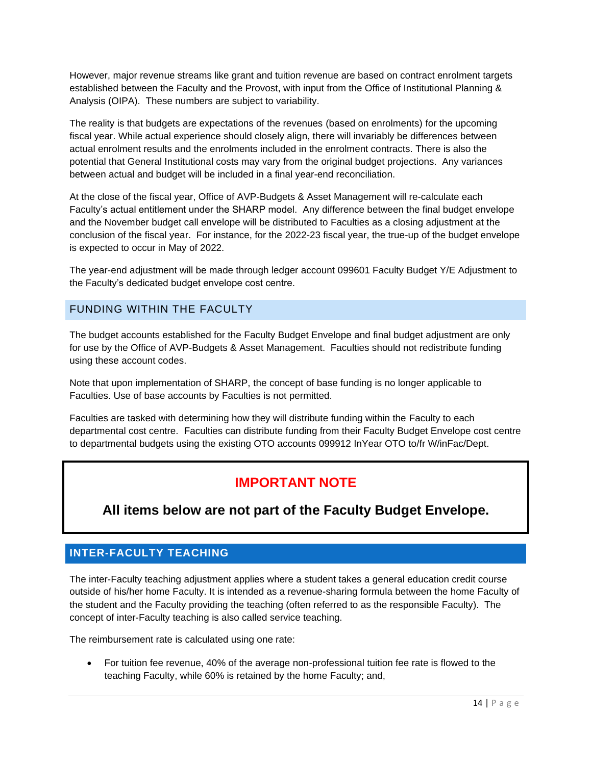However, major revenue streams like grant and tuition revenue are based on contract enrolment targets established between the Faculty and the Provost, with input from the Office of Institutional Planning & Analysis (OIPA). These numbers are subject to variability.

The reality is that budgets are expectations of the revenues (based on enrolments) for the upcoming fiscal year. While actual experience should closely align, there will invariably be differences between actual enrolment results and the enrolments included in the enrolment contracts. There is also the potential that General Institutional costs may vary from the original budget projections. Any variances between actual and budget will be included in a final year-end reconciliation.

At the close of the fiscal year, Office of AVP-Budgets & Asset Management will re-calculate each Faculty's actual entitlement under the SHARP model. Any difference between the final budget envelope and the November budget call envelope will be distributed to Faculties as a closing adjustment at the conclusion of the fiscal year. For instance, for the 2022-23 fiscal year, the true-up of the budget envelope is expected to occur in May of 2022.

The year-end adjustment will be made through ledger account 099601 Faculty Budget Y/E Adjustment to the Faculty's dedicated budget envelope cost centre.

## FUNDING WITHIN THE FACULTY

The budget accounts established for the Faculty Budget Envelope and final budget adjustment are only for use by the Office of AVP-Budgets & Asset Management. Faculties should not redistribute funding using these account codes.

Note that upon implementation of SHARP, the concept of base funding is no longer applicable to Faculties. Use of base accounts by Faculties is not permitted.

Faculties are tasked with determining how they will distribute funding within the Faculty to each departmental cost centre. Faculties can distribute funding from their Faculty Budget Envelope cost centre to departmental budgets using the existing OTO accounts 099912 InYear OTO to/fr W/inFac/Dept.

> **IMPORTANT NOTE**
>
> **All items below are not part of the Faculty Budget Envelope.**

## INTER-FACULTY TEACHING

The inter-Faculty teaching adjustment applies where a student takes a general education credit course outside of his/her home Faculty. It is intended as a revenue-sharing formula between the home Faculty of the student and the Faculty providing the teaching (often referred to as the responsible Faculty). The concept of inter-Faculty teaching is also called service teaching.

The reimbursement rate is calculated using one rate:

- For tuition fee revenue, 40% of the average non-professional tuition fee rate is flowed to the teaching Faculty, while 60% is retained by the home Faculty; and,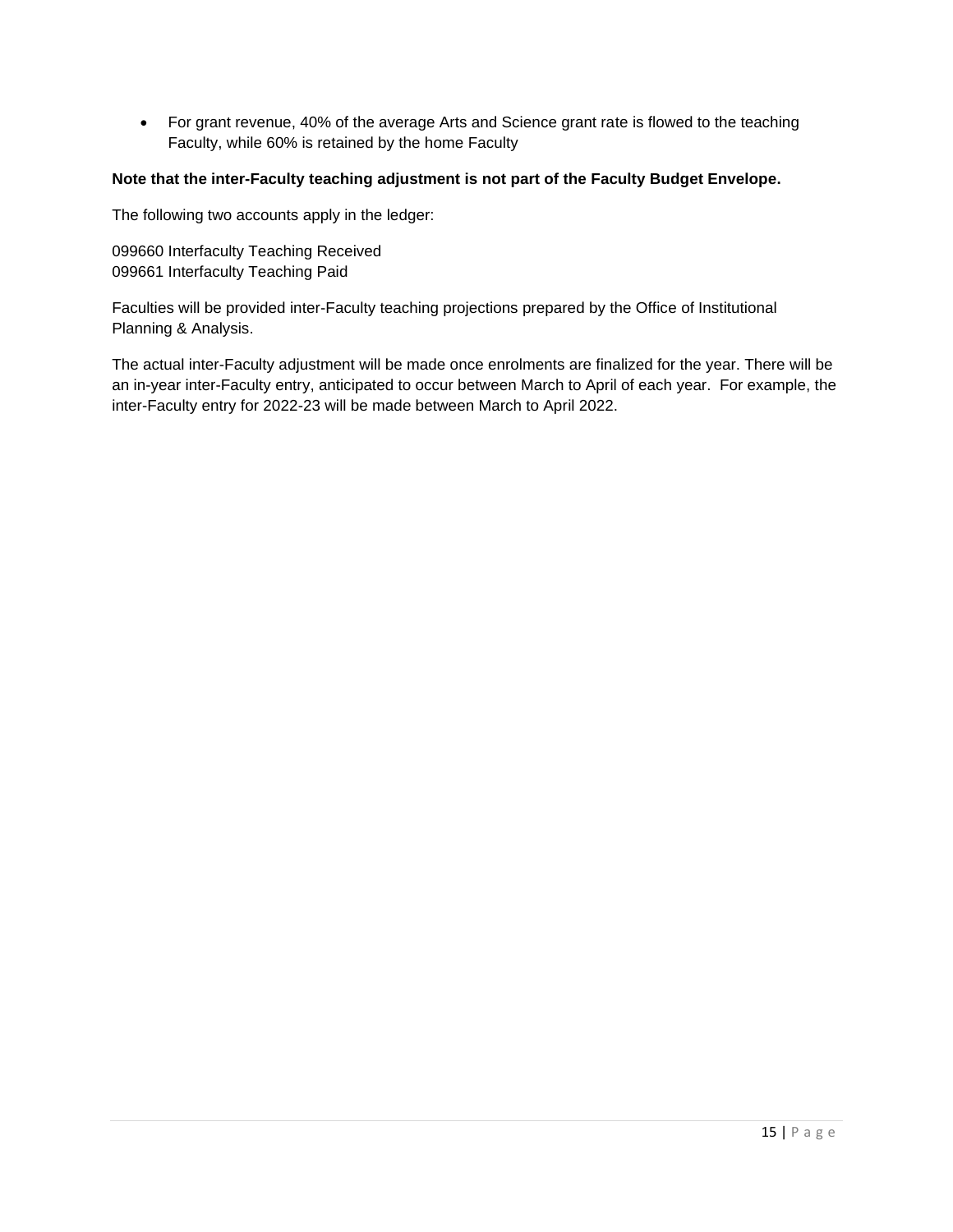- For grant revenue, 40% of the average Arts and Science grant rate is flowed to the teaching Faculty, while 60% is retained by the home Faculty

**Note that the inter-Faculty teaching adjustment is not part of the Faculty Budget Envelope.**

The following two accounts apply in the ledger:

099660 Interfaculty Teaching Received
099661 Interfaculty Teaching Paid

Faculties will be provided inter-Faculty teaching projections prepared by the Office of Institutional Planning & Analysis.

The actual inter-Faculty adjustment will be made once enrolments are finalized for the year. There will be an in-year inter-Faculty entry, anticipated to occur between March to April of each year. For example, the inter-Faculty entry for 2022-23 will be made between March to April 2022.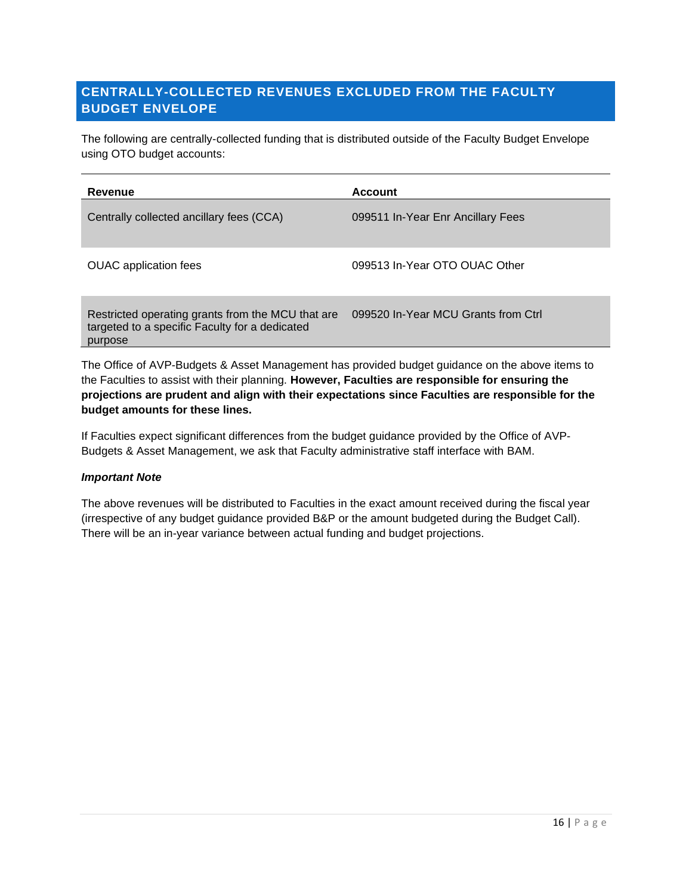## CENTRALLY-COLLECTED REVENUES EXCLUDED FROM THE FACULTY BUDGET ENVELOPE

The following are centrally-collected funding that is distributed outside of the Faculty Budget Envelope using OTO budget accounts:

| Revenue | Account |
|---|---|
| Centrally collected ancillary fees (CCA) | 099511 In-Year Enr Ancillary Fees |
| OUAC application fees | 099513 In-Year OTO OUAC Other |
| Restricted operating grants from the MCU that are targeted to a specific Faculty for a dedicated purpose | 099520 In-Year MCU Grants from Ctrl |

The Office of AVP-Budgets & Asset Management has provided budget guidance on the above items to the Faculties to assist with their planning. **However, Faculties are responsible for ensuring the projections are prudent and align with their expectations since Faculties are responsible for the budget amounts for these lines.**

If Faculties expect significant differences from the budget guidance provided by the Office of AVP-Budgets & Asset Management, we ask that Faculty administrative staff interface with BAM.

***Important Note***

The above revenues will be distributed to Faculties in the exact amount received during the fiscal year (irrespective of any budget guidance provided B&P or the amount budgeted during the Budget Call). There will be an in-year variance between actual funding and budget projections.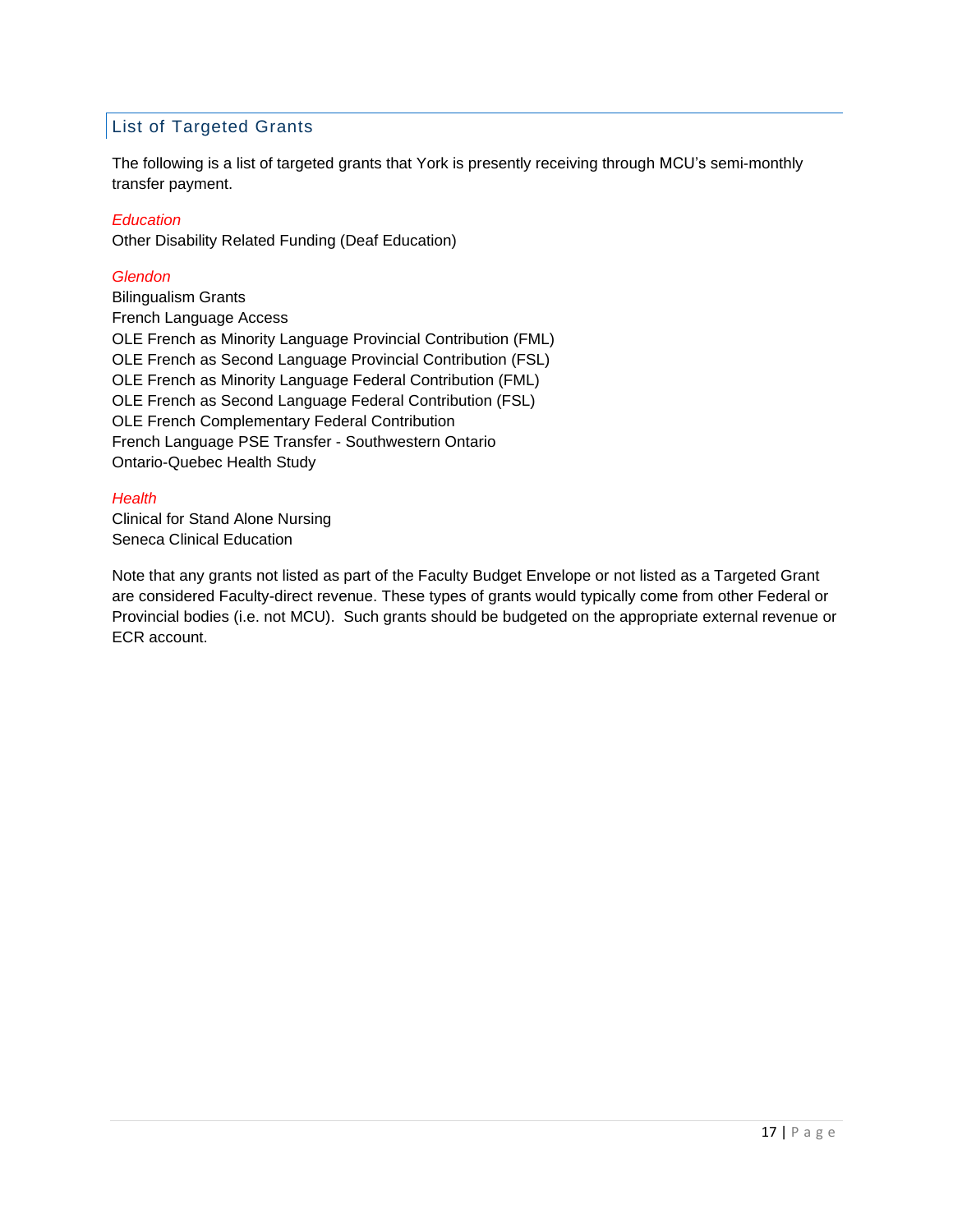## List of Targeted Grants

The following is a list of targeted grants that York is presently receiving through MCU's semi-monthly transfer payment.

*Education*

Other Disability Related Funding (Deaf Education)

*Glendon*

Bilingualism Grants
French Language Access
OLE French as Minority Language Provincial Contribution (FML)
OLE French as Second Language Provincial Contribution (FSL)
OLE French as Minority Language Federal Contribution (FML)
OLE French as Second Language Federal Contribution (FSL)
OLE French Complementary Federal Contribution
French Language PSE Transfer - Southwestern Ontario
Ontario-Quebec Health Study

*Health*

Clinical for Stand Alone Nursing
Seneca Clinical Education

Note that any grants not listed as part of the Faculty Budget Envelope or not listed as a Targeted Grant are considered Faculty-direct revenue. These types of grants would typically come from other Federal or Provincial bodies (i.e. not MCU). Such grants should be budgeted on the appropriate external revenue or ECR account.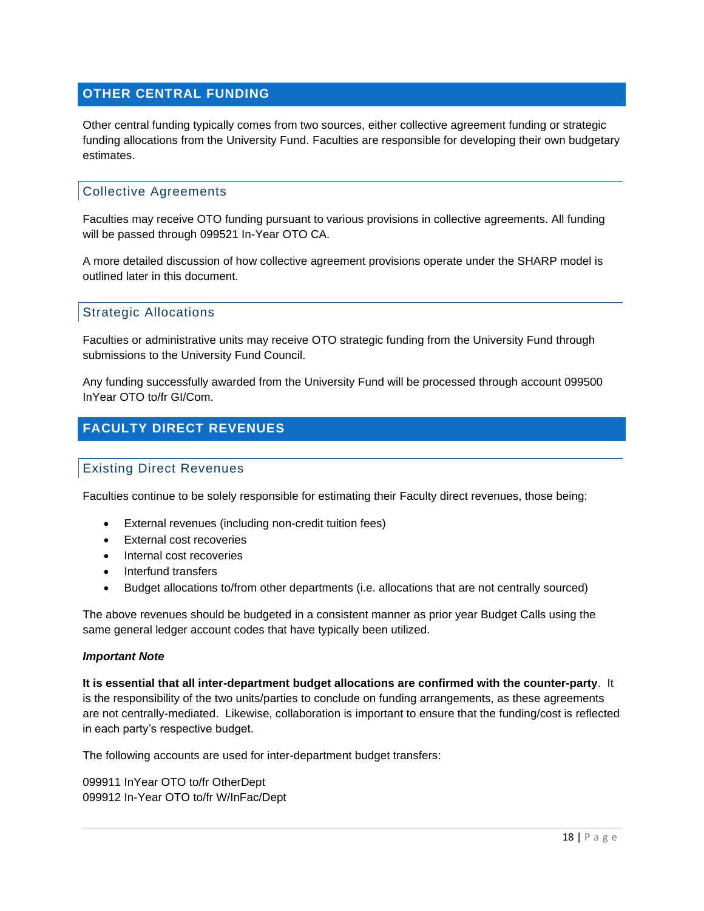## OTHER CENTRAL FUNDING

Other central funding typically comes from two sources, either collective agreement funding or strategic funding allocations from the University Fund. Faculties are responsible for developing their own budgetary estimates.

### Collective Agreements

Faculties may receive OTO funding pursuant to various provisions in collective agreements. All funding will be passed through 099521 In-Year OTO CA.

A more detailed discussion of how collective agreement provisions operate under the SHARP model is outlined later in this document.

### Strategic Allocations

Faculties or administrative units may receive OTO strategic funding from the University Fund through submissions to the University Fund Council.

Any funding successfully awarded from the University Fund will be processed through account 099500 InYear OTO to/fr GI/Com.

## FACULTY DIRECT REVENUES

### Existing Direct Revenues

Faculties continue to be solely responsible for estimating their Faculty direct revenues, those being:

- External revenues (including non-credit tuition fees)
- External cost recoveries
- Internal cost recoveries
- Interfund transfers
- Budget allocations to/from other departments (i.e. allocations that are not centrally sourced)

The above revenues should be budgeted in a consistent manner as prior year Budget Calls using the same general ledger account codes that have typically been utilized.

***Important Note***

**It is essential that all inter-department budget allocations are confirmed with the counter-party**. It is the responsibility of the two units/parties to conclude on funding arrangements, as these agreements are not centrally-mediated. Likewise, collaboration is important to ensure that the funding/cost is reflected in each party's respective budget.

The following accounts are used for inter-department budget transfers:

099911 InYear OTO to/fr OtherDept
099912 In-Year OTO to/fr W/InFac/Dept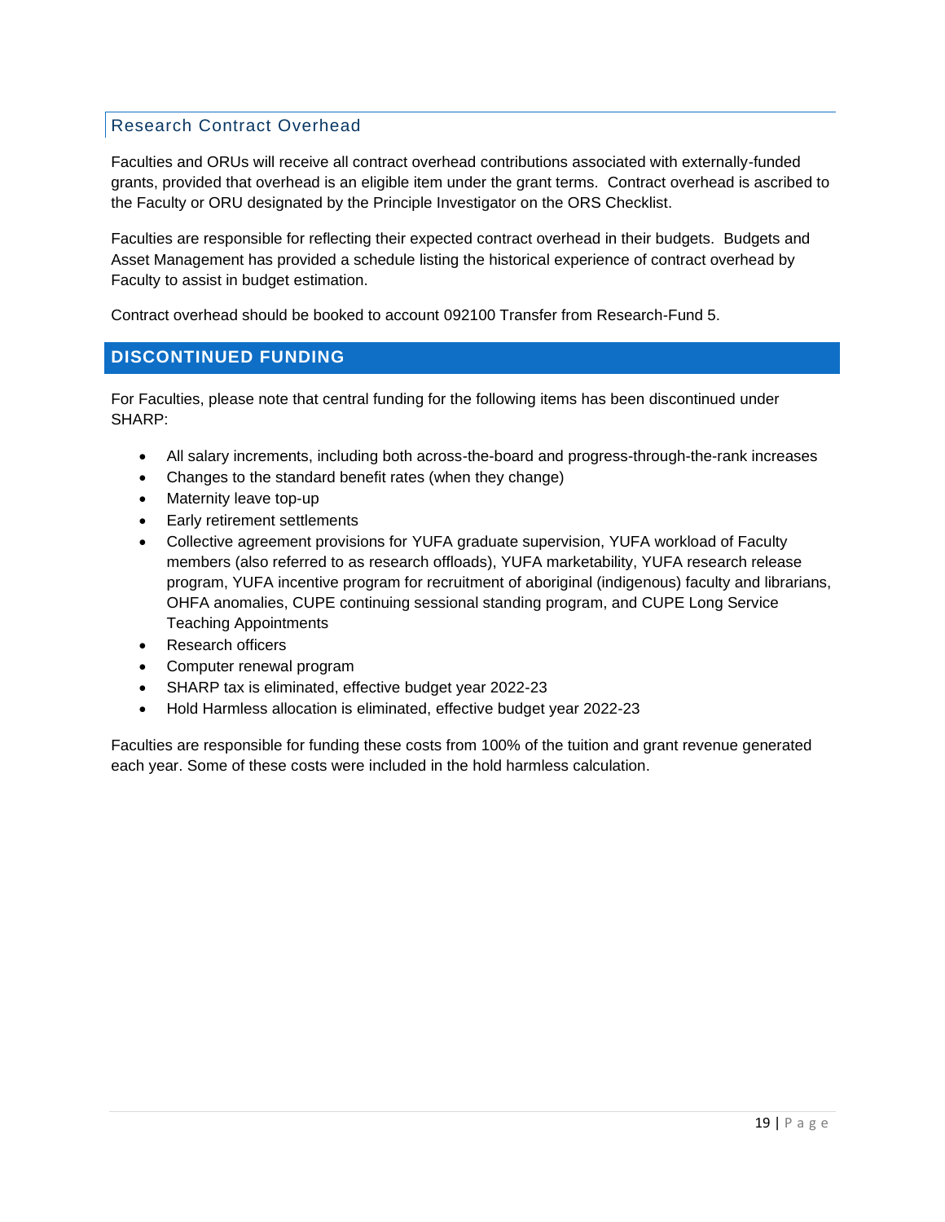### Research Contract Overhead

Faculties and ORUs will receive all contract overhead contributions associated with externally-funded grants, provided that overhead is an eligible item under the grant terms. Contract overhead is ascribed to the Faculty or ORU designated by the Principle Investigator on the ORS Checklist.

Faculties are responsible for reflecting their expected contract overhead in their budgets. Budgets and Asset Management has provided a schedule listing the historical experience of contract overhead by Faculty to assist in budget estimation.

Contract overhead should be booked to account 092100 Transfer from Research-Fund 5.

## DISCONTINUED FUNDING

For Faculties, please note that central funding for the following items has been discontinued under SHARP:

- All salary increments, including both across-the-board and progress-through-the-rank increases
- Changes to the standard benefit rates (when they change)
- Maternity leave top-up
- Early retirement settlements
- Collective agreement provisions for YUFA graduate supervision, YUFA workload of Faculty members (also referred to as research offloads), YUFA marketability, YUFA research release program, YUFA incentive program for recruitment of aboriginal (indigenous) faculty and librarians, OHFA anomalies, CUPE continuing sessional standing program, and CUPE Long Service Teaching Appointments
- Research officers
- Computer renewal program
- SHARP tax is eliminated, effective budget year 2022-23
- Hold Harmless allocation is eliminated, effective budget year 2022-23

Faculties are responsible for funding these costs from 100% of the tuition and grant revenue generated each year. Some of these costs were included in the hold harmless calculation.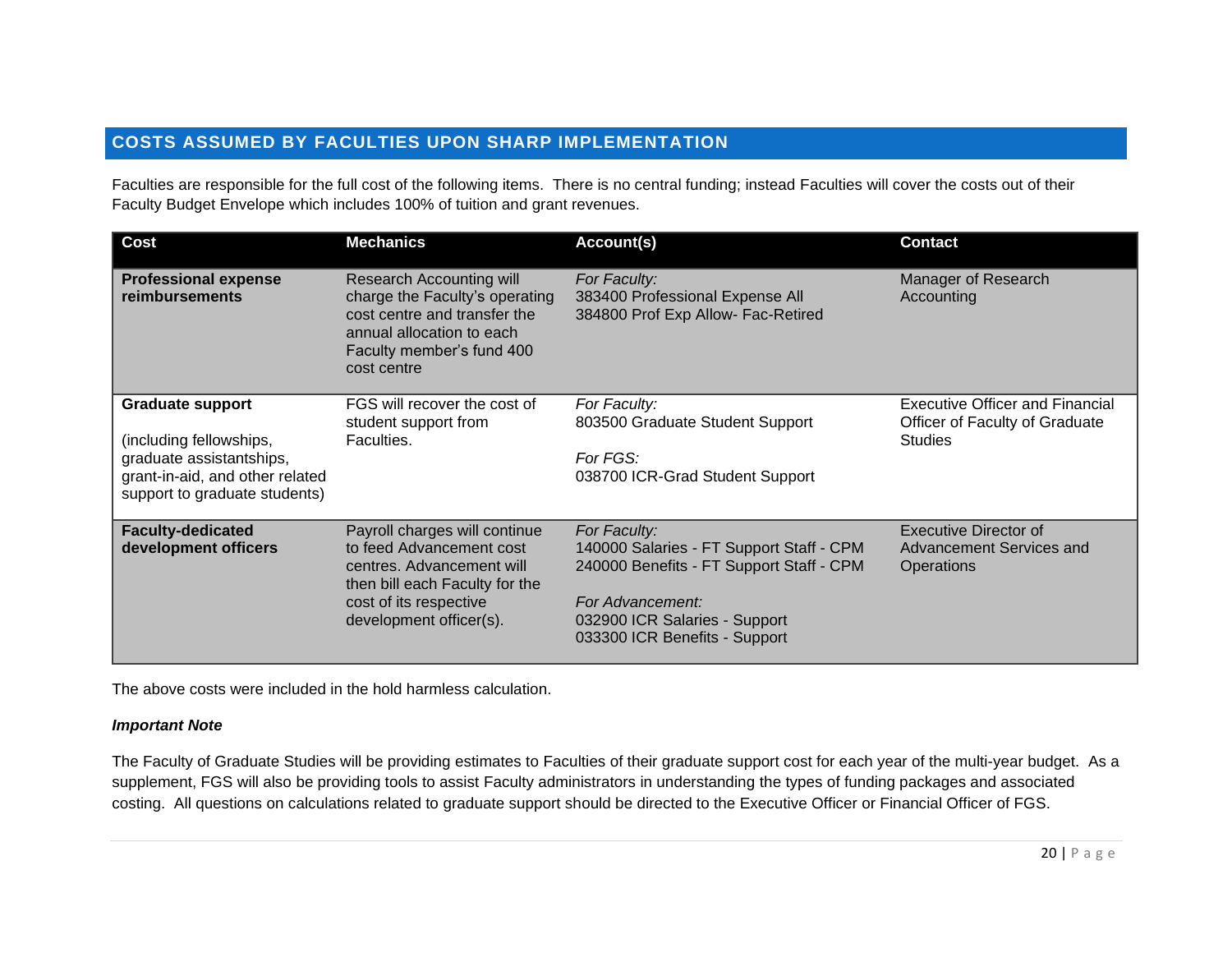## COSTS ASSUMED BY FACULTIES UPON SHARP IMPLEMENTATION

Faculties are responsible for the full cost of the following items. There is no central funding; instead Faculties will cover the costs out of their Faculty Budget Envelope which includes 100% of tuition and grant revenues.

| Cost | Mechanics | Account(s) | Contact |
|---|---|---|---|
| **Professional expense reimbursements** | Research Accounting will charge the Faculty's operating cost centre and transfer the annual allocation to each Faculty member's fund 400 cost centre | *For Faculty:*<br>383400 Professional Expense All<br>384800 Prof Exp Allow- Fac-Retired | Manager of Research Accounting |
| **Graduate support**<br><br>(including fellowships, graduate assistantships, grant-in-aid, and other related support to graduate students) | FGS will recover the cost of student support from Faculties. | *For Faculty:*<br>803500 Graduate Student Support<br><br>*For FGS:*<br>038700 ICR-Grad Student Support | Executive Officer and Financial Officer of Faculty of Graduate Studies |
| **Faculty-dedicated development officers** | Payroll charges will continue to feed Advancement cost centres. Advancement will then bill each Faculty for the cost of its respective development officer(s). | *For Faculty:*<br>140000 Salaries - FT Support Staff - CPM<br>240000 Benefits - FT Support Staff - CPM<br><br>*For Advancement:*<br>032900 ICR Salaries - Support<br>033300 ICR Benefits - Support | Executive Director of Advancement Services and Operations |

The above costs were included in the hold harmless calculation.

***Important Note***

The Faculty of Graduate Studies will be providing estimates to Faculties of their graduate support cost for each year of the multi-year budget. As a supplement, FGS will also be providing tools to assist Faculty administrators in understanding the types of funding packages and associated costing. All questions on calculations related to graduate support should be directed to the Executive Officer or Financial Officer of FGS.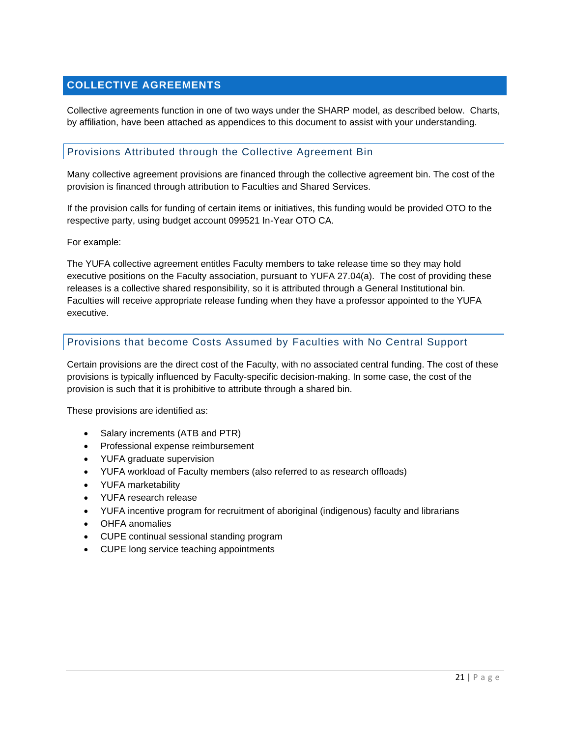## COLLECTIVE AGREEMENTS

Collective agreements function in one of two ways under the SHARP model, as described below. Charts, by affiliation, have been attached as appendices to this document to assist with your understanding.

### Provisions Attributed through the Collective Agreement Bin

Many collective agreement provisions are financed through the collective agreement bin. The cost of the provision is financed through attribution to Faculties and Shared Services.

If the provision calls for funding of certain items or initiatives, this funding would be provided OTO to the respective party, using budget account 099521 In-Year OTO CA.

For example:

The YUFA collective agreement entitles Faculty members to take release time so they may hold executive positions on the Faculty association, pursuant to YUFA 27.04(a). The cost of providing these releases is a collective shared responsibility, so it is attributed through a General Institutional bin. Faculties will receive appropriate release funding when they have a professor appointed to the YUFA executive.

### Provisions that become Costs Assumed by Faculties with No Central Support

Certain provisions are the direct cost of the Faculty, with no associated central funding. The cost of these provisions is typically influenced by Faculty-specific decision-making. In some case, the cost of the provision is such that it is prohibitive to attribute through a shared bin.

These provisions are identified as:

- Salary increments (ATB and PTR)
- Professional expense reimbursement
- YUFA graduate supervision
- YUFA workload of Faculty members (also referred to as research offloads)
- YUFA marketability
- YUFA research release
- YUFA incentive program for recruitment of aboriginal (indigenous) faculty and librarians
- OHFA anomalies
- CUPE continual sessional standing program
- CUPE long service teaching appointments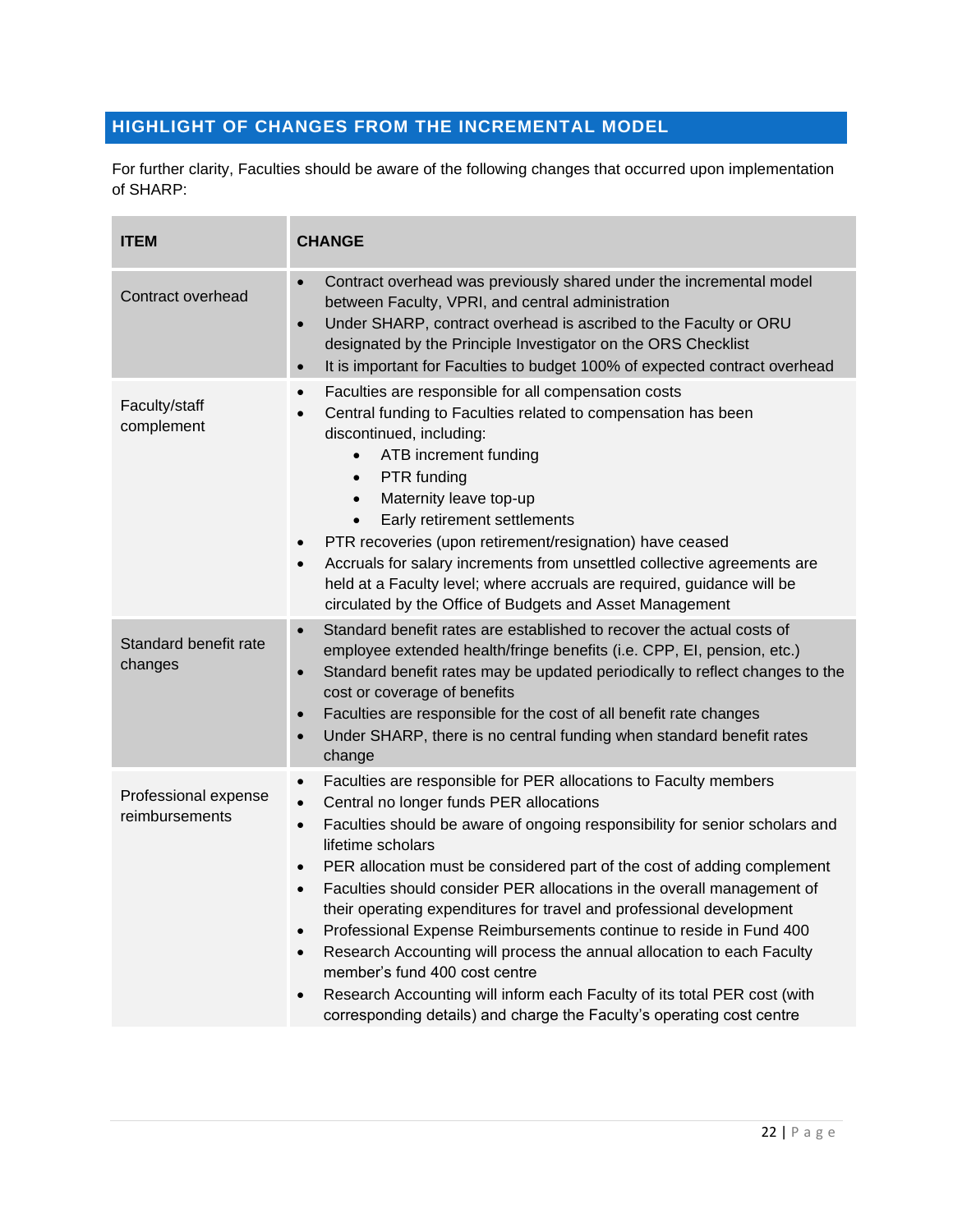## HIGHLIGHT OF CHANGES FROM THE INCREMENTAL MODEL

For further clarity, Faculties should be aware of the following changes that occurred upon implementation of SHARP:

| ITEM | CHANGE |
|---|---|
| Contract overhead | • Contract overhead was previously shared under the incremental model between Faculty, VPRI, and central administration<br>• Under SHARP, contract overhead is ascribed to the Faculty or ORU designated by the Principle Investigator on the ORS Checklist<br>• It is important for Faculties to budget 100% of expected contract overhead |
| Faculty/staff complement | • Faculties are responsible for all compensation costs<br>• Central funding to Faculties related to compensation has been discontinued, including:<br>&nbsp;&nbsp;&nbsp;&nbsp;◦ ATB increment funding<br>&nbsp;&nbsp;&nbsp;&nbsp;◦ PTR funding<br>&nbsp;&nbsp;&nbsp;&nbsp;◦ Maternity leave top-up<br>&nbsp;&nbsp;&nbsp;&nbsp;◦ Early retirement settlements<br>• PTR recoveries (upon retirement/resignation) have ceased<br>• Accruals for salary increments from unsettled collective agreements are held at a Faculty level; where accruals are required, guidance will be circulated by the Office of Budgets and Asset Management |
| Standard benefit rate changes | • Standard benefit rates are established to recover the actual costs of employee extended health/fringe benefits (i.e. CPP, EI, pension, etc.)<br>• Standard benefit rates may be updated periodically to reflect changes to the cost or coverage of benefits<br>• Faculties are responsible for the cost of all benefit rate changes<br>• Under SHARP, there is no central funding when standard benefit rates change |
| Professional expense reimbursements | • Faculties are responsible for PER allocations to Faculty members<br>• Central no longer funds PER allocations<br>• Faculties should be aware of ongoing responsibility for senior scholars and lifetime scholars<br>• PER allocation must be considered part of the cost of adding complement<br>• Faculties should consider PER allocations in the overall management of their operating expenditures for travel and professional development<br>• Professional Expense Reimbursements continue to reside in Fund 400<br>• Research Accounting will process the annual allocation to each Faculty member's fund 400 cost centre<br>• Research Accounting will inform each Faculty of its total PER cost (with corresponding details) and charge the Faculty's operating cost centre |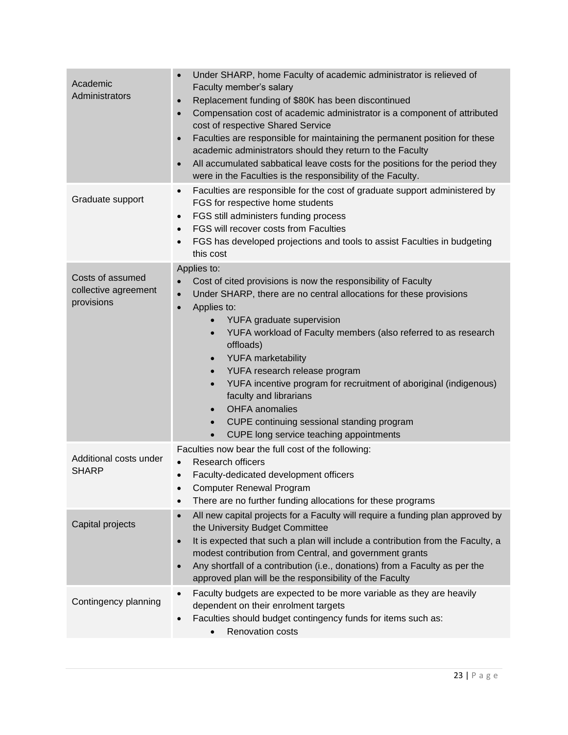| | |
|---|---|
| Academic Administrators | • Under SHARP, home Faculty of academic administrator is relieved of Faculty member's salary<br>• Replacement funding of $80K has been discontinued<br>• Compensation cost of academic administrator is a component of attributed cost of respective Shared Service<br>• Faculties are responsible for maintaining the permanent position for these academic administrators should they return to the Faculty<br>• All accumulated sabbatical leave costs for the positions for the period they were in the Faculties is the responsibility of the Faculty. |
| Graduate support | • Faculties are responsible for the cost of graduate support administered by FGS for respective home students<br>• FGS still administers funding process<br>• FGS will recover costs from Faculties<br>• FGS has developed projections and tools to assist Faculties in budgeting this cost |
| Costs of assumed collective agreement provisions | Applies to:<br>• Cost of cited provisions is now the responsibility of Faculty<br>• Under SHARP, there are no central allocations for these provisions<br>• Applies to:<br>&nbsp;&nbsp;&nbsp;&nbsp;• YUFA graduate supervision<br>&nbsp;&nbsp;&nbsp;&nbsp;• YUFA workload of Faculty members (also referred to as research offloads)<br>&nbsp;&nbsp;&nbsp;&nbsp;• YUFA marketability<br>&nbsp;&nbsp;&nbsp;&nbsp;• YUFA research release program<br>&nbsp;&nbsp;&nbsp;&nbsp;• YUFA incentive program for recruitment of aboriginal (indigenous) faculty and librarians<br>&nbsp;&nbsp;&nbsp;&nbsp;• OHFA anomalies<br>&nbsp;&nbsp;&nbsp;&nbsp;• CUPE continuing sessional standing program<br>&nbsp;&nbsp;&nbsp;&nbsp;• CUPE long service teaching appointments |
| Additional costs under SHARP | Faculties now bear the full cost of the following:<br>• Research officers<br>• Faculty-dedicated development officers<br>• Computer Renewal Program<br>• There are no further funding allocations for these programs |
| Capital projects | • All new capital projects for a Faculty will require a funding plan approved by the University Budget Committee<br>• It is expected that such a plan will include a contribution from the Faculty, a modest contribution from Central, and government grants<br>• Any shortfall of a contribution (i.e., donations) from a Faculty as per the approved plan will be the responsibility of the Faculty |
| Contingency planning | • Faculty budgets are expected to be more variable as they are heavily dependent on their enrolment targets<br>• Faculties should budget contingency funds for items such as:<br>&nbsp;&nbsp;&nbsp;&nbsp;• Renovation costs |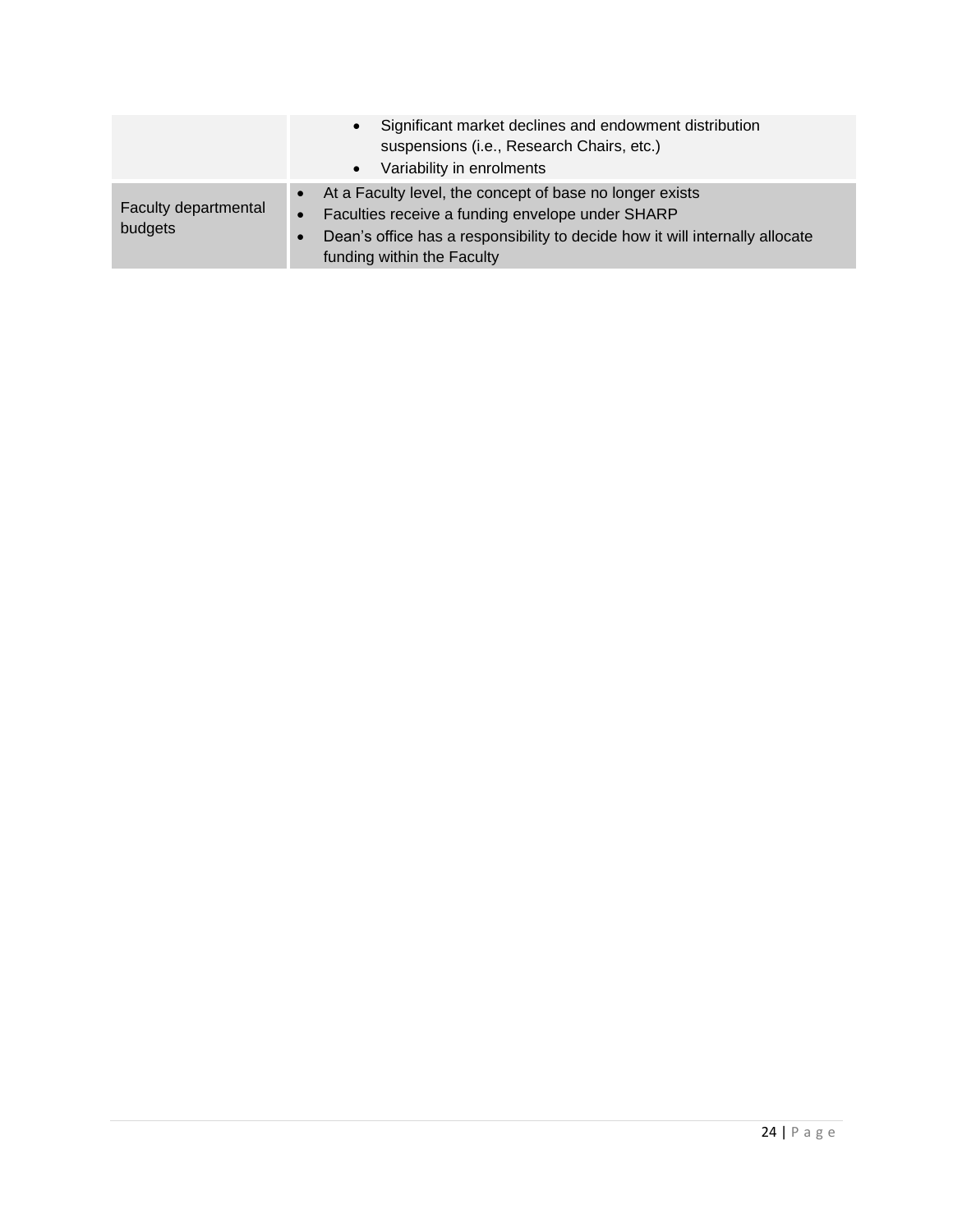| | |
|---|---|
| | • Significant market declines and endowment distribution suspensions (i.e., Research Chairs, etc.)<br>• Variability in enrolments |
| Faculty departmental budgets | • At a Faculty level, the concept of base no longer exists<br>• Faculties receive a funding envelope under SHARP<br>• Dean's office has a responsibility to decide how it will internally allocate funding within the Faculty |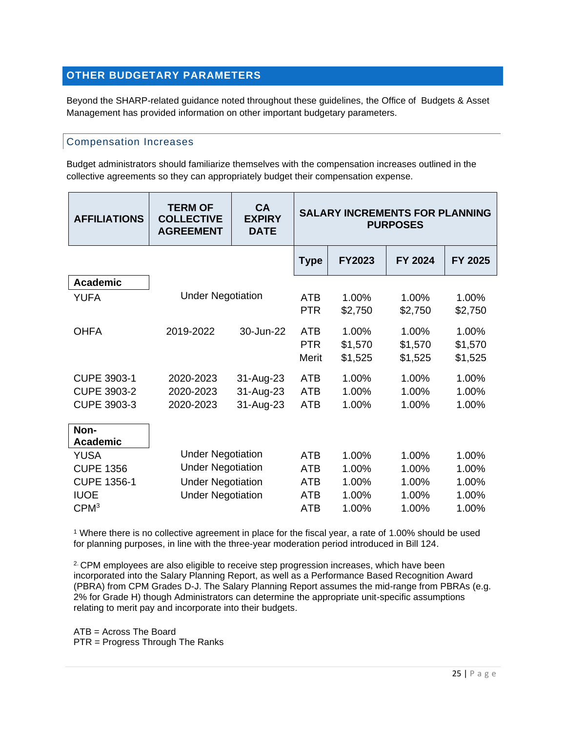## OTHER BUDGETARY PARAMETERS

Beyond the SHARP-related guidance noted throughout these guidelines, the Office of Budgets & Asset Management has provided information on other important budgetary parameters.

### Compensation Increases

Budget administrators should familiarize themselves with the compensation increases outlined in the collective agreements so they can appropriately budget their compensation expense.

| AFFILIATIONS | TERM OF COLLECTIVE AGREEMENT | CA EXPIRY DATE | SALARY INCREMENTS FOR PLANNING PURPOSES | | | |
|---|---|---|---|---|---|---|
| | | | Type | FY2023 | FY 2024 | FY 2025 |
| **Academic** | | | | | | |
| YUFA | Under Negotiation | | ATB | 1.00% | 1.00% | 1.00% |
| | | | PTR | $2,750 | $2,750 | $2,750 |
| OHFA | 2019-2022 | 30-Jun-22 | ATB | 1.00% | 1.00% | 1.00% |
| | | | PTR | $1,570 | $1,570 | $1,570 |
| | | | Merit | $1,525 | $1,525 | $1,525 |
| CUPE 3903-1 | 2020-2023 | 31-Aug-23 | ATB | 1.00% | 1.00% | 1.00% |
| CUPE 3903-2 | 2020-2023 | 31-Aug-23 | ATB | 1.00% | 1.00% | 1.00% |
| CUPE 3903-3 | 2020-2023 | 31-Aug-23 | ATB | 1.00% | 1.00% | 1.00% |
| **Non-Academic** | | | | | | |
| YUSA | Under Negotiation | | ATB | 1.00% | 1.00% | 1.00% |
| CUPE 1356 | Under Negotiation | | ATB | 1.00% | 1.00% | 1.00% |
| CUPE 1356-1 | Under Negotiation | | ATB | 1.00% | 1.00% | 1.00% |
| IUOE | Under Negotiation | | ATB | 1.00% | 1.00% | 1.00% |
| CPM[3] | | | ATB | 1.00% | 1.00% | 1.00% |

[1] Where there is no collective agreement in place for the fiscal year, a rate of 1.00% should be used for planning purposes, in line with the three-year moderation period introduced in Bill 124.

[2.] CPM employees are also eligible to receive step progression increases, which have been incorporated into the Salary Planning Report, as well as a Performance Based Recognition Award (PBRA) from CPM Grades D-J. The Salary Planning Report assumes the mid-range from PBRAs (e.g. 2% for Grade H) though Administrators can determine the appropriate unit-specific assumptions relating to merit pay and incorporate into their budgets.

ATB = Across The Board
PTR = Progress Through The Ranks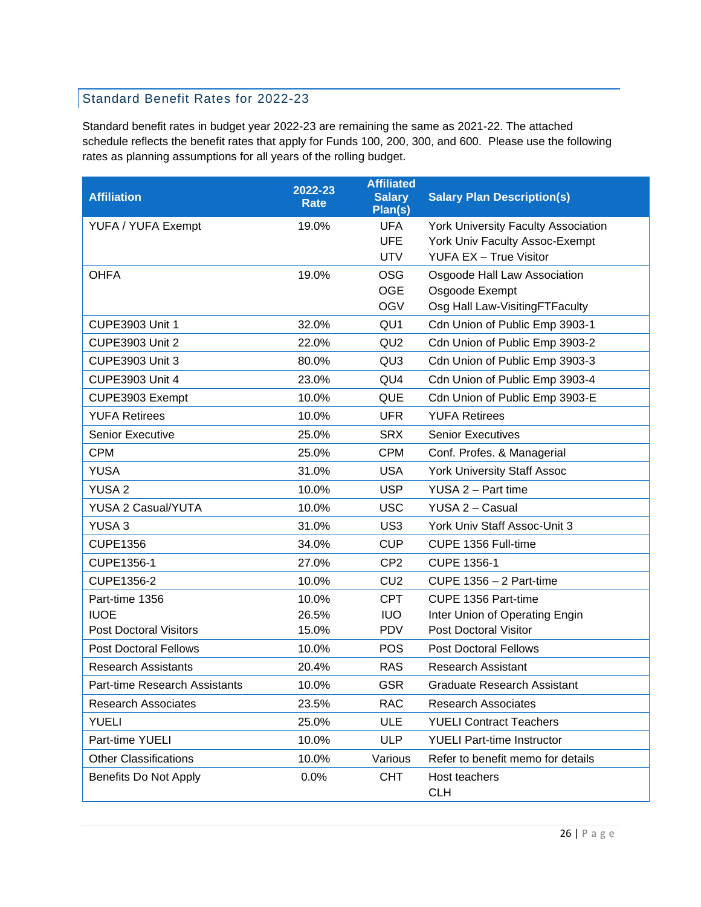## Standard Benefit Rates for 2022-23

Standard benefit rates in budget year 2022-23 are remaining the same as 2021-22. The attached schedule reflects the benefit rates that apply for Funds 100, 200, 300, and 600. Please use the following rates as planning assumptions for all years of the rolling budget.

| Affiliation | 2022-23 Rate | Affiliated Salary Plan(s) | Salary Plan Description(s) |
|---|---|---|---|
| YUFA / YUFA Exempt | 19.0% | UFA<br>UFE<br>UTV | York University Faculty Association<br>York Univ Faculty Assoc-Exempt<br>YUFA EX – True Visitor |
| OHFA | 19.0% | OSG<br>OGE<br>OGV | Osgoode Hall Law Association<br>Osgoode Exempt<br>Osg Hall Law-VisitingFTFaculty |
| CUPE3903 Unit 1 | 32.0% | QU1 | Cdn Union of Public Emp 3903-1 |
| CUPE3903 Unit 2 | 22.0% | QU2 | Cdn Union of Public Emp 3903-2 |
| CUPE3903 Unit 3 | 80.0% | QU3 | Cdn Union of Public Emp 3903-3 |
| CUPE3903 Unit 4 | 23.0% | QU4 | Cdn Union of Public Emp 3903-4 |
| CUPE3903 Exempt | 10.0% | QUE | Cdn Union of Public Emp 3903-E |
| YUFA Retirees | 10.0% | UFR | YUFA Retirees |
| Senior Executive | 25.0% | SRX | Senior Executives |
| CPM | 25.0% | CPM | Conf. Profes. & Managerial |
| YUSA | 31.0% | USA | York University Staff Assoc |
| YUSA 2 | 10.0% | USP | YUSA 2 – Part time |
| YUSA 2 Casual/YUTA | 10.0% | USC | YUSA 2 – Casual |
| YUSA 3 | 31.0% | US3 | York Univ Staff Assoc-Unit 3 |
| CUPE1356 | 34.0% | CUP | CUPE 1356 Full-time |
| CUPE1356-1 | 27.0% | CP2 | CUPE 1356-1 |
| CUPE1356-2 | 10.0% | CU2 | CUPE 1356 – 2 Part-time |
| Part-time 1356<br>IUOE<br>Post Doctoral Visitors | 10.0%<br>26.5%<br>15.0% | CPT<br>IUO<br>PDV | CUPE 1356 Part-time<br>Inter Union of Operating Engin<br>Post Doctoral Visitor |
| Post Doctoral Fellows | 10.0% | POS | Post Doctoral Fellows |
| Research Assistants | 20.4% | RAS | Research Assistant |
| Part-time Research Assistants | 10.0% | GSR | Graduate Research Assistant |
| Research Associates | 23.5% | RAC | Research Associates |
| YUELI | 25.0% | ULE | YUELI Contract Teachers |
| Part-time YUELI | 10.0% | ULP | YUELI Part-time Instructor |
| Other Classifications | 10.0% | Various | Refer to benefit memo for details |
| Benefits Do Not Apply | 0.0% | CHT | Host teachers<br>CLH |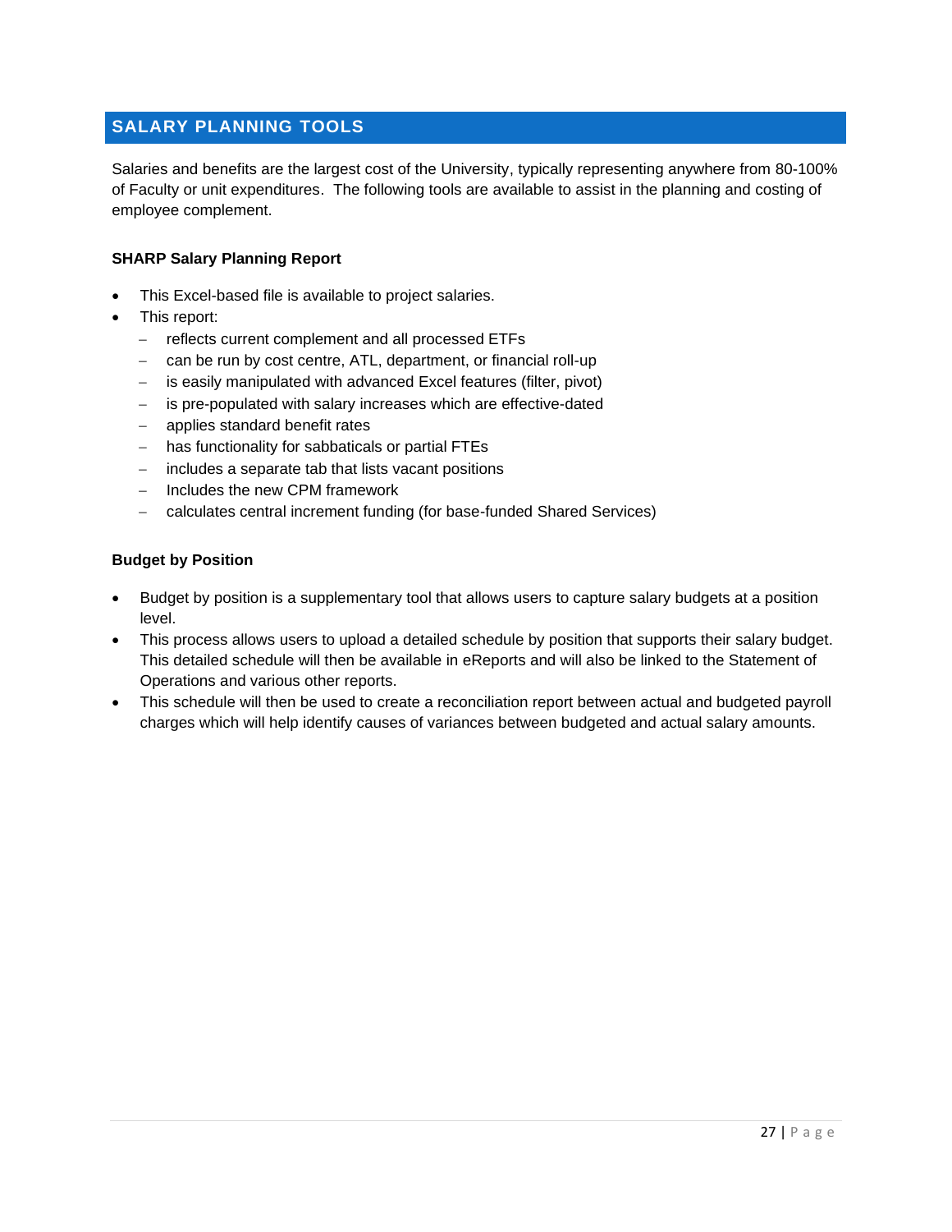## SALARY PLANNING TOOLS

Salaries and benefits are the largest cost of the University, typically representing anywhere from 80-100% of Faculty or unit expenditures. The following tools are available to assist in the planning and costing of employee complement.

### SHARP Salary Planning Report

- This Excel-based file is available to project salaries.
- This report:
  - reflects current complement and all processed ETFs
  - can be run by cost centre, ATL, department, or financial roll-up
  - is easily manipulated with advanced Excel features (filter, pivot)
  - is pre-populated with salary increases which are effective-dated
  - applies standard benefit rates
  - has functionality for sabbaticals or partial FTEs
  - includes a separate tab that lists vacant positions
  - Includes the new CPM framework
  - calculates central increment funding (for base-funded Shared Services)

### Budget by Position

- Budget by position is a supplementary tool that allows users to capture salary budgets at a position level.
- This process allows users to upload a detailed schedule by position that supports their salary budget. This detailed schedule will then be available in eReports and will also be linked to the Statement of Operations and various other reports.
- This schedule will then be used to create a reconciliation report between actual and budgeted payroll charges which will help identify causes of variances between budgeted and actual salary amounts.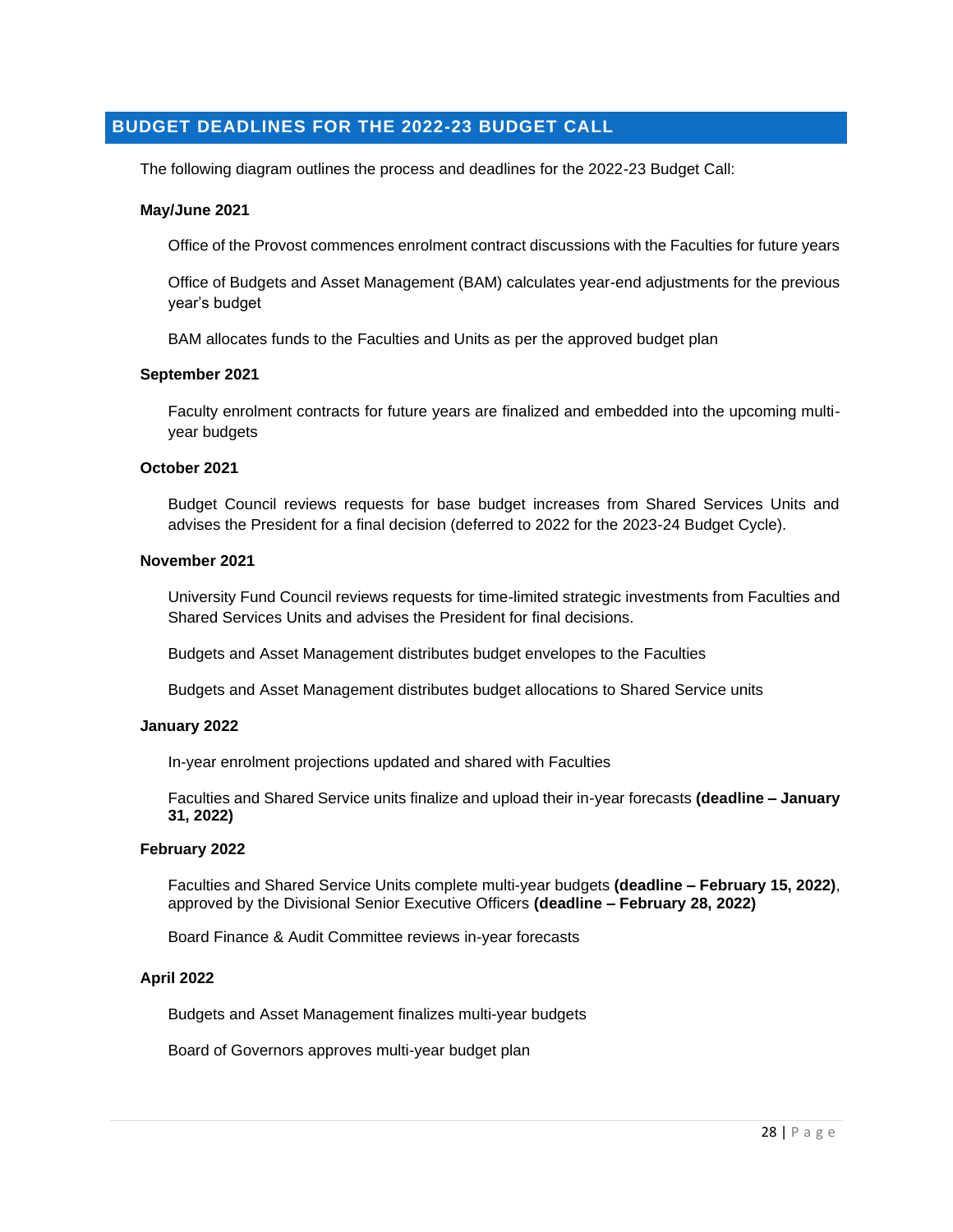## BUDGET DEADLINES FOR THE 2022-23 BUDGET CALL

The following diagram outlines the process and deadlines for the 2022-23 Budget Call:

**May/June 2021**

Office of the Provost commences enrolment contract discussions with the Faculties for future years

Office of Budgets and Asset Management (BAM) calculates year-end adjustments for the previous year's budget

BAM allocates funds to the Faculties and Units as per the approved budget plan

**September 2021**

Faculty enrolment contracts for future years are finalized and embedded into the upcoming multi-year budgets

**October 2021**

Budget Council reviews requests for base budget increases from Shared Services Units and advises the President for a final decision (deferred to 2022 for the 2023-24 Budget Cycle).

**November 2021**

University Fund Council reviews requests for time-limited strategic investments from Faculties and Shared Services Units and advises the President for final decisions.

Budgets and Asset Management distributes budget envelopes to the Faculties

Budgets and Asset Management distributes budget allocations to Shared Service units

**January 2022**

In-year enrolment projections updated and shared with Faculties

Faculties and Shared Service units finalize and upload their in-year forecasts **(deadline – January 31, 2022)**

**February 2022**

Faculties and Shared Service Units complete multi-year budgets **(deadline – February 15, 2022)**, approved by the Divisional Senior Executive Officers **(deadline – February 28, 2022)**

Board Finance & Audit Committee reviews in-year forecasts

**April 2022**

Budgets and Asset Management finalizes multi-year budgets

Board of Governors approves multi-year budget plan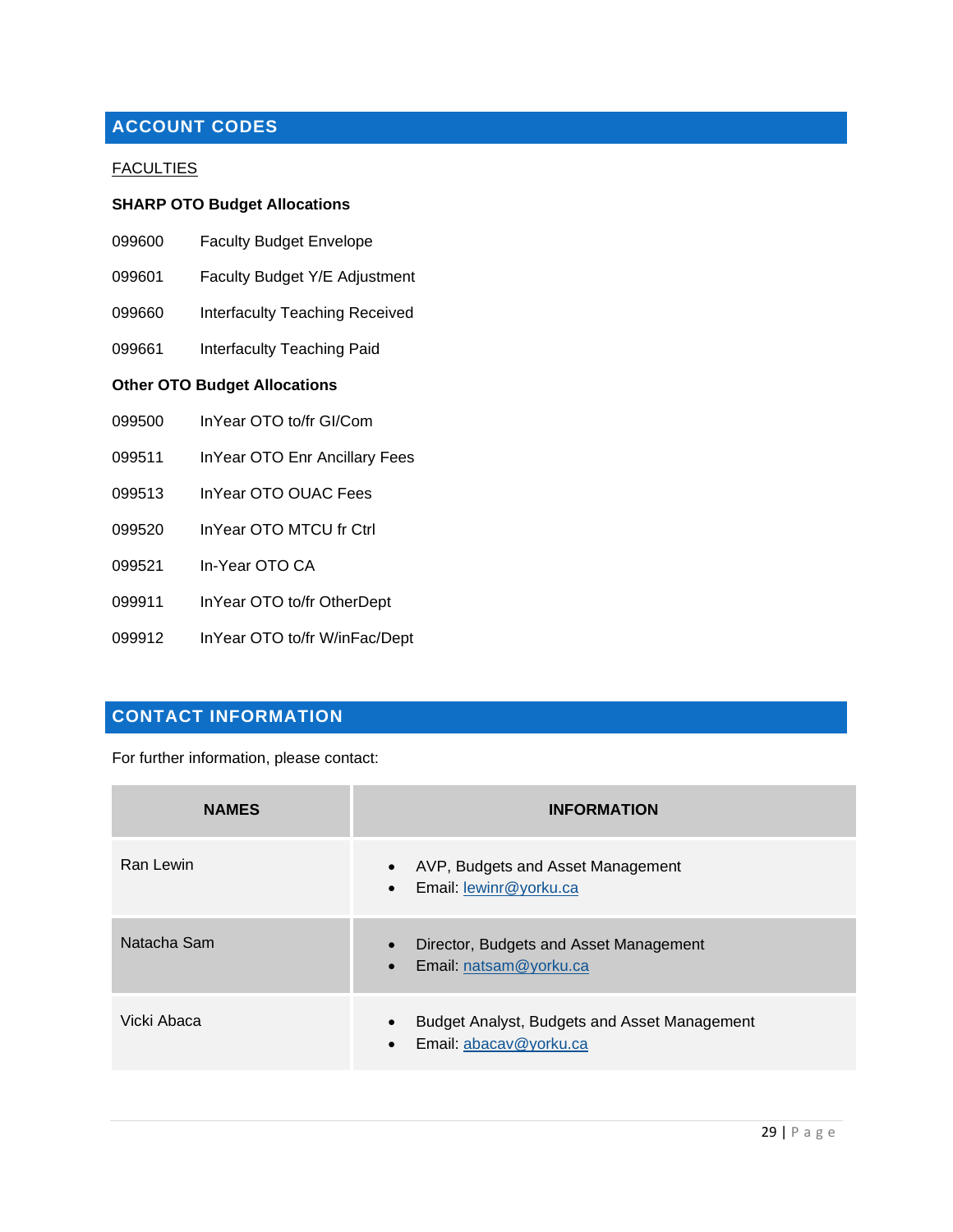## ACCOUNT CODES

<u>FACULTIES</u>

**SHARP OTO Budget Allocations**

099600 Faculty Budget Envelope

099601 Faculty Budget Y/E Adjustment

099660 Interfaculty Teaching Received

099661 Interfaculty Teaching Paid

**Other OTO Budget Allocations**

099500 InYear OTO to/fr GI/Com

099511 InYear OTO Enr Ancillary Fees

099513 InYear OTO OUAC Fees

099520 InYear OTO MTCU fr Ctrl

099521 In-Year OTO CA

099911 InYear OTO to/fr OtherDept

099912 InYear OTO to/fr W/inFac/Dept

## CONTACT INFORMATION

For further information, please contact:

| NAMES | INFORMATION |
|---|---|
| Ran Lewin | • AVP, Budgets and Asset Management<br>• Email: lewinr@yorku.ca |
| Natacha Sam | • Director, Budgets and Asset Management<br>• Email: natsam@yorku.ca |
| Vicki Abaca | • Budget Analyst, Budgets and Asset Management<br>• Email: abacav@yorku.ca |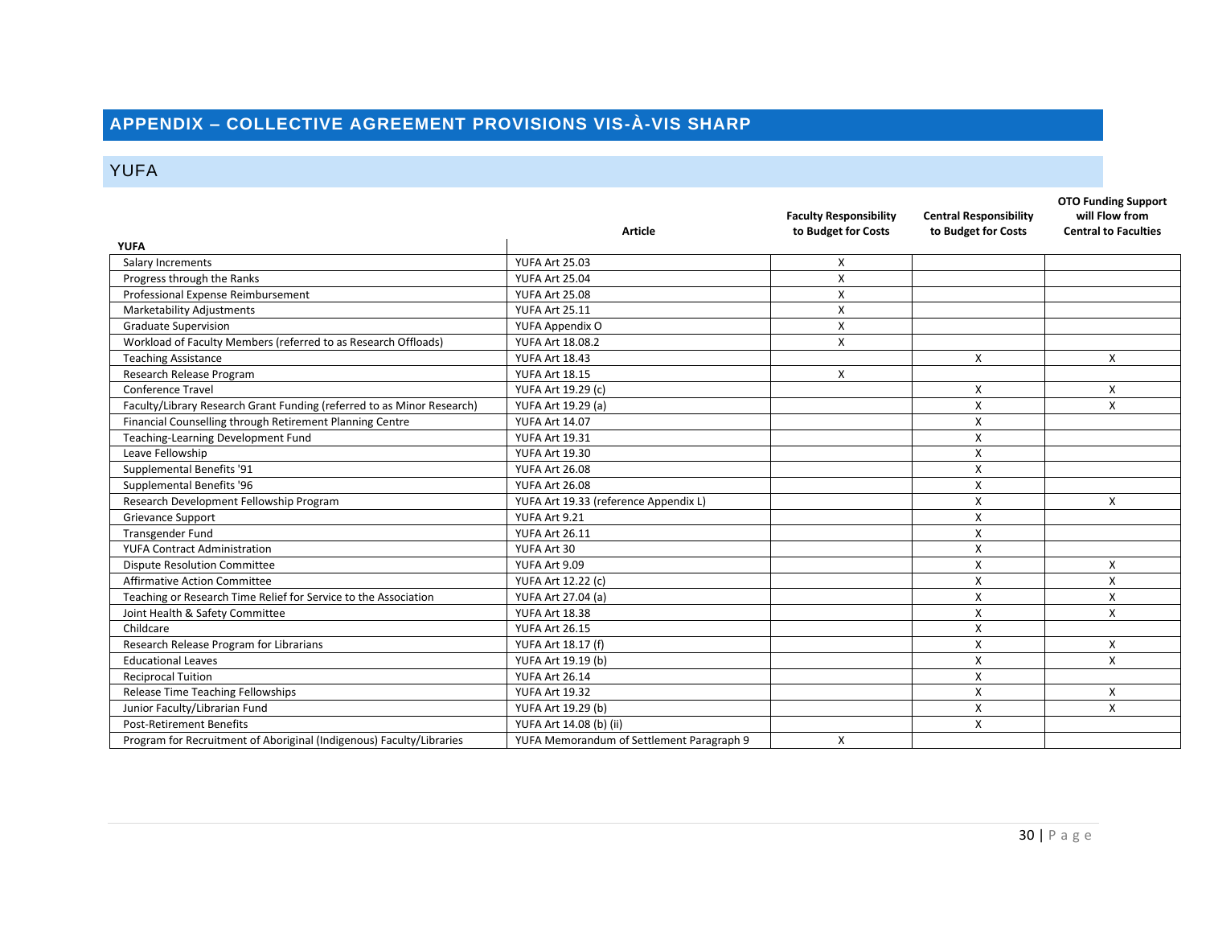## APPENDIX – COLLECTIVE AGREEMENT PROVISIONS VIS-À-VIS SHARP

### YUFA

| YUFA | Article | Faculty Responsibility to Budget for Costs | Central Responsibility to Budget for Costs | OTO Funding Support will Flow from Central to Faculties |
|---|---|---|---|---|
| Salary Increments | YUFA Art 25.03 | X | | |
| Progress through the Ranks | YUFA Art 25.04 | X | | |
| Professional Expense Reimbursement | YUFA Art 25.08 | X | | |
| Marketability Adjustments | YUFA Art 25.11 | X | | |
| Graduate Supervision | YUFA Appendix O | X | | |
| Workload of Faculty Members (referred to as Research Offloads) | YUFA Art 18.08.2 | X | | |
| Teaching Assistance | YUFA Art 18.43 | | X | X |
| Research Release Program | YUFA Art 18.15 | X | | |
| Conference Travel | YUFA Art 19.29 (c) | | X | X |
| Faculty/Library Research Grant Funding (referred to as Minor Research) | YUFA Art 19.29 (a) | | X | X |
| Financial Counselling through Retirement Planning Centre | YUFA Art 14.07 | | X | |
| Teaching-Learning Development Fund | YUFA Art 19.31 | | X | |
| Leave Fellowship | YUFA Art 19.30 | | X | |
| Supplemental Benefits '91 | YUFA Art 26.08 | | X | |
| Supplemental Benefits '96 | YUFA Art 26.08 | | X | |
| Research Development Fellowship Program | YUFA Art 19.33 (reference Appendix L) | | X | X |
| Grievance Support | YUFA Art 9.21 | | X | |
| Transgender Fund | YUFA Art 26.11 | | X | |
| YUFA Contract Administration | YUFA Art 30 | | X | |
| Dispute Resolution Committee | YUFA Art 9.09 | | X | X |
| Affirmative Action Committee | YUFA Art 12.22 (c) | | X | X |
| Teaching or Research Time Relief for Service to the Association | YUFA Art 27.04 (a) | | X | X |
| Joint Health & Safety Committee | YUFA Art 18.38 | | X | X |
| Childcare | YUFA Art 26.15 | | X | |
| Research Release Program for Librarians | YUFA Art 18.17 (f) | | X | X |
| Educational Leaves | YUFA Art 19.19 (b) | | X | X |
| Reciprocal Tuition | YUFA Art 26.14 | | X | |
| Release Time Teaching Fellowships | YUFA Art 19.32 | | X | X |
| Junior Faculty/Librarian Fund | YUFA Art 19.29 (b) | | X | X |
| Post-Retirement Benefits | YUFA Art 14.08 (b) (ii) | | X | |
| Program for Recruitment of Aboriginal (Indigenous) Faculty/Libraries | YUFA Memorandum of Settlement Paragraph 9 | X | | |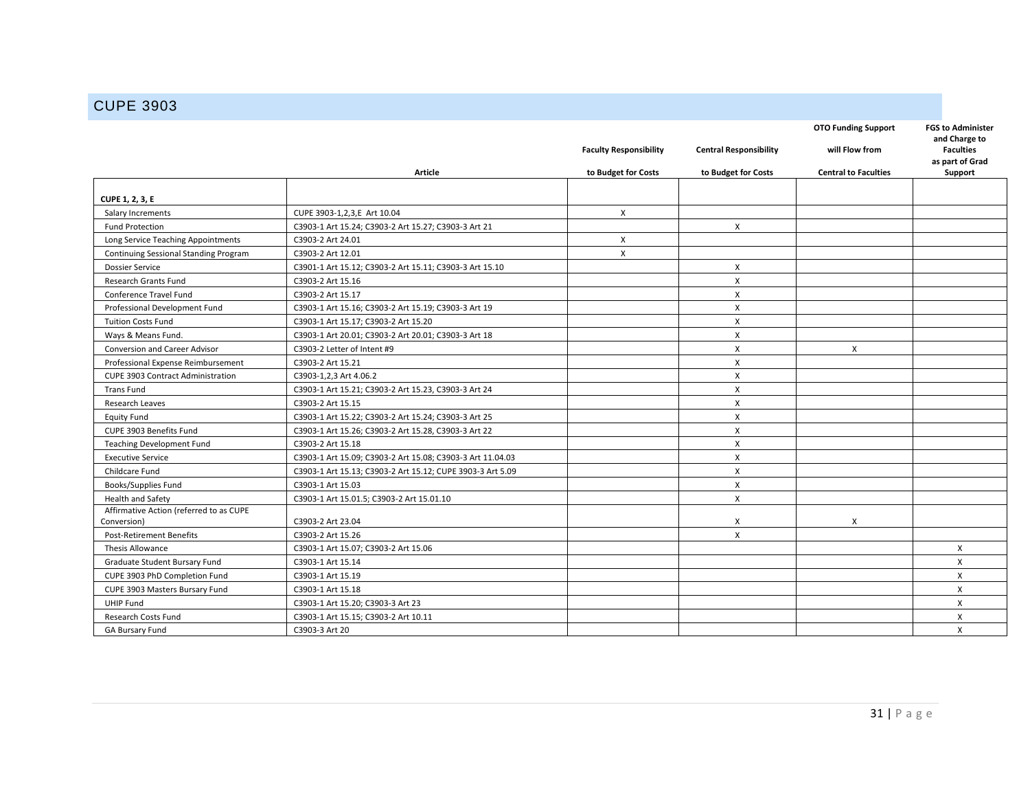## CUPE 3903

| | Article | Faculty Responsibility to Budget for Costs | Central Responsibility to Budget for Costs | OTO Funding Support will Flow from Central to Faculties | FGS to Administer and Charge to Faculties as part of Grad Support |
|---|---|---|---|---|---|
| **CUPE 1, 2, 3, E** | | | | | |
| Salary Increments | CUPE 3903-1,2,3,E Art 10.04 | X | | | |
| Fund Protection | C3903-1 Art 15.24; C3903-2 Art 15.27; C3903-3 Art 21 | | X | | |
| Long Service Teaching Appointments | C3903-2 Art 24.01 | X | | | |
| Continuing Sessional Standing Program | C3903-2 Art 12.01 | X | | | |
| Dossier Service | C3901-1 Art 15.12; C3903-2 Art 15.11; C3903-3 Art 15.10 | | X | | |
| Research Grants Fund | C3903-2 Art 15.16 | | X | | |
| Conference Travel Fund | C3903-2 Art 15.17 | | X | | |
| Professional Development Fund | C3903-1 Art 15.16; C3903-2 Art 15.19; C3903-3 Art 19 | | X | | |
| Tuition Costs Fund | C3903-1 Art 15.17; C3903-2 Art 15.20 | | X | | |
| Ways & Means Fund. | C3903-1 Art 20.01; C3903-2 Art 20.01; C3903-3 Art 18 | | X | | |
| Conversion and Career Advisor | C3903-2 Letter of Intent #9 | | X | X | |
| Professional Expense Reimbursement | C3903-2 Art 15.21 | | X | | |
| CUPE 3903 Contract Administration | C3903-1,2,3 Art 4.06.2 | | X | | |
| Trans Fund | C3903-1 Art 15.21; C3903-2 Art 15.23, C3903-3 Art 24 | | X | | |
| Research Leaves | C3903-2 Art 15.15 | | X | | |
| Equity Fund | C3903-1 Art 15.22; C3903-2 Art 15.24; C3903-3 Art 25 | | X | | |
| CUPE 3903 Benefits Fund | C3903-1 Art 15.26; C3903-2 Art 15.28, C3903-3 Art 22 | | X | | |
| Teaching Development Fund | C3903-2 Art 15.18 | | X | | |
| Executive Service | C3903-1 Art 15.09; C3903-2 Art 15.08; C3903-3 Art 11.04.03 | | X | | |
| Childcare Fund | C3903-1 Art 15.13; C3903-2 Art 15.12; CUPE 3903-3 Art 5.09 | | X | | |
| Books/Supplies Fund | C3903-1 Art 15.03 | | X | | |
| Health and Safety | C3903-1 Art 15.01.5; C3903-2 Art 15.01.10 | | X | | |
| Affirmative Action (referred to as CUPE Conversion) | C3903-2 Art 23.04 | | X | X | |
| Post-Retirement Benefits | C3903-2 Art 15.26 | | X | | |
| Thesis Allowance | C3903-1 Art 15.07; C3903-2 Art 15.06 | | | | X |
| Graduate Student Bursary Fund | C3903-1 Art 15.14 | | | | X |
| CUPE 3903 PhD Completion Fund | C3903-1 Art 15.19 | | | | X |
| CUPE 3903 Masters Bursary Fund | C3903-1 Art 15.18 | | | | X |
| UHIP Fund | C3903-1 Art 15.20; C3903-3 Art 23 | | | | X |
| Research Costs Fund | C3903-1 Art 15.15; C3903-2 Art 10.11 | | | | X |
| GA Bursary Fund | C3903-3 Art 20 | | | | X |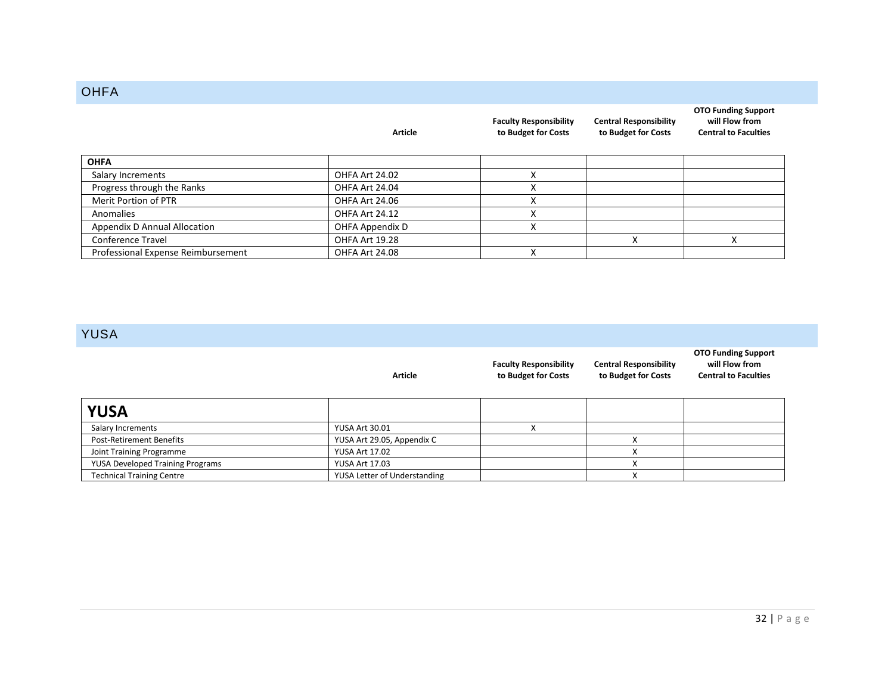## OHFA

| | Article | Faculty Responsibility to Budget for Costs | Central Responsibility to Budget for Costs | OTO Funding Support will Flow from Central to Faculties |
|---|---|---|---|---|
| **OHFA** | | | | |
| Salary Increments | OHFA Art 24.02 | X | | |
| Progress through the Ranks | OHFA Art 24.04 | X | | |
| Merit Portion of PTR | OHFA Art 24.06 | X | | |
| Anomalies | OHFA Art 24.12 | X | | |
| Appendix D Annual Allocation | OHFA Appendix D | X | | |
| Conference Travel | OHFA Art 19.28 | | X | X |
| Professional Expense Reimbursement | OHFA Art 24.08 | X | | |

## YUSA

| | Article | Faculty Responsibility to Budget for Costs | Central Responsibility to Budget for Costs | OTO Funding Support will Flow from Central to Faculties |
|---|---|---|---|---|
| **YUSA** | | | | |
| Salary Increments | YUSA Art 30.01 | X | | |
| Post-Retirement Benefits | YUSA Art 29.05, Appendix C | | X | |
| Joint Training Programme | YUSA Art 17.02 | | X | |
| YUSA Developed Training Programs | YUSA Art 17.03 | | X | |
| Technical Training Centre | YUSA Letter of Understanding | | X | |